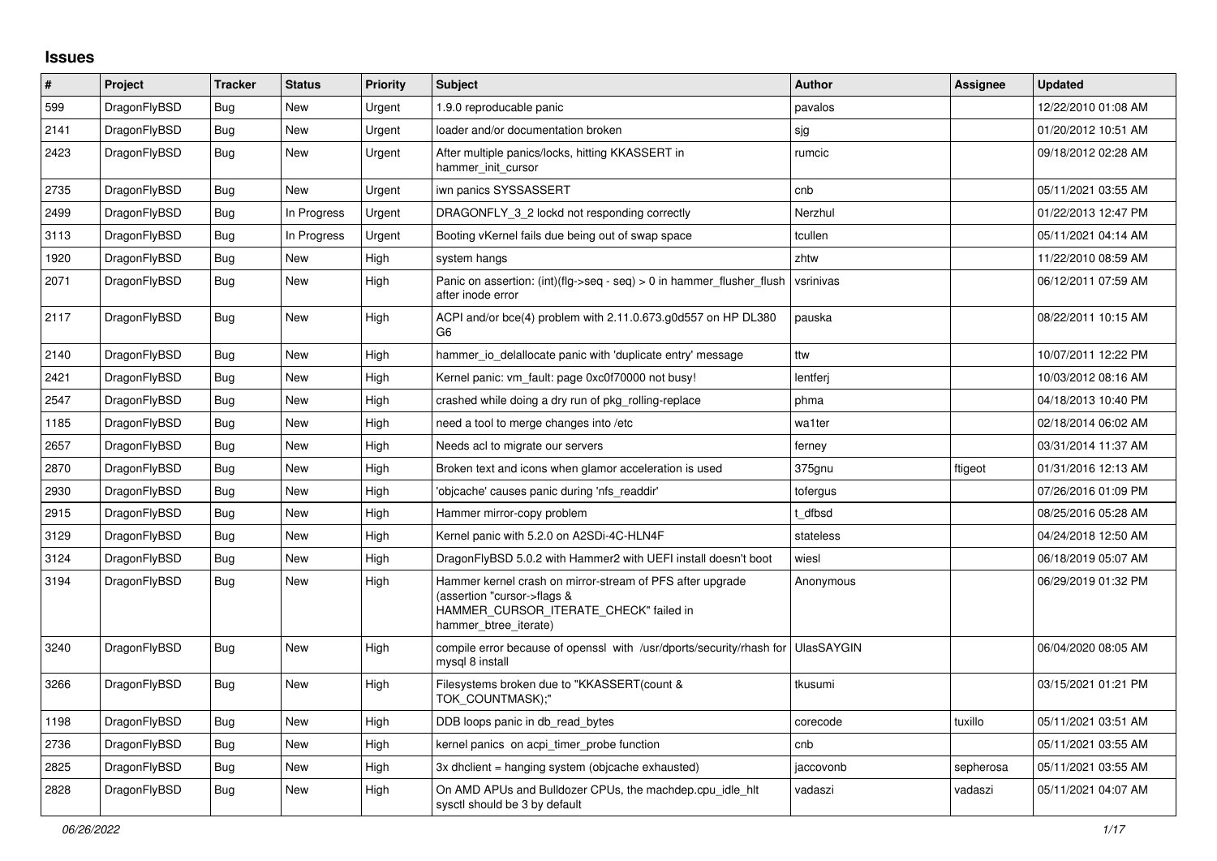# Issues

| # | Project | Tracker | Status | Priority | Subject | Author | Assignee | Updated |
|---|---|---|---|---|---|---|---|---|
| 599 | DragonFlyBSD | Bug | New | Urgent | 1.9.0 reproducable panic | pavalos | | 12/22/2010 01:08 AM |
| 2141 | DragonFlyBSD | Bug | New | Urgent | loader and/or documentation broken | sjg | | 01/20/2012 10:51 AM |
| 2423 | DragonFlyBSD | Bug | New | Urgent | After multiple panics/locks, hitting KKASSERT in hammer_init_cursor | rumcic | | 09/18/2012 02:28 AM |
| 2735 | DragonFlyBSD | Bug | New | Urgent | iwn panics SYSSASSERT | cnb | | 05/11/2021 03:55 AM |
| 2499 | DragonFlyBSD | Bug | In Progress | Urgent | DRAGONFLY_3_2 lockd not responding correctly | Nerzhul | | 01/22/2013 12:47 PM |
| 3113 | DragonFlyBSD | Bug | In Progress | Urgent | Booting vKernel fails due being out of swap space | tcullen | | 05/11/2021 04:14 AM |
| 1920 | DragonFlyBSD | Bug | New | High | system hangs | zhtw | | 11/22/2010 08:59 AM |
| 2071 | DragonFlyBSD | Bug | New | High | Panic on assertion: (int)(flg->seq - seq) > 0 in hammer_flusher_flush after inode error | vsrinivas | | 06/12/2011 07:59 AM |
| 2117 | DragonFlyBSD | Bug | New | High | ACPI and/or bce(4) problem with 2.11.0.673.g0d557 on HP DL380 G6 | pauska | | 08/22/2011 10:15 AM |
| 2140 | DragonFlyBSD | Bug | New | High | hammer_io_delallocate panic with 'duplicate entry' message | ttw | | 10/07/2011 12:22 PM |
| 2421 | DragonFlyBSD | Bug | New | High | Kernel panic: vm_fault: page 0xc0f70000 not busy! | lentferj | | 10/03/2012 08:16 AM |
| 2547 | DragonFlyBSD | Bug | New | High | crashed while doing a dry run of pkg_rolling-replace | phma | | 04/18/2013 10:40 PM |
| 1185 | DragonFlyBSD | Bug | New | High | need a tool to merge changes into /etc | wa1ter | | 02/18/2014 06:02 AM |
| 2657 | DragonFlyBSD | Bug | New | High | Needs acl to migrate our servers | ferney | | 03/31/2014 11:37 AM |
| 2870 | DragonFlyBSD | Bug | New | High | Broken text and icons when glamor acceleration is used | 375gnu | ftigeot | 01/31/2016 12:13 AM |
| 2930 | DragonFlyBSD | Bug | New | High | 'objcache' causes panic during 'nfs_readdir' | tofergus | | 07/26/2016 01:09 PM |
| 2915 | DragonFlyBSD | Bug | New | High | Hammer mirror-copy problem | t_dfbsd | | 08/25/2016 05:28 AM |
| 3129 | DragonFlyBSD | Bug | New | High | Kernel panic with 5.2.0 on A2SDi-4C-HLN4F | stateless | | 04/24/2018 12:50 AM |
| 3124 | DragonFlyBSD | Bug | New | High | DragonFlyBSD 5.0.2 with Hammer2 with UEFI install doesn't boot | wiesl | | 06/18/2019 05:07 AM |
| 3194 | DragonFlyBSD | Bug | New | High | Hammer kernel crash on mirror-stream of PFS after upgrade (assertion "cursor->flags & HAMMER_CURSOR_ITERATE_CHECK" failed in hammer_btree_iterate) | Anonymous | | 06/29/2019 01:32 PM |
| 3240 | DragonFlyBSD | Bug | New | High | compile error because of openssl with /usr/dports/security/rhash for mysql 8 install | UlasSAYGIN | | 06/04/2020 08:05 AM |
| 3266 | DragonFlyBSD | Bug | New | High | Filesystems broken due to "KKASSERT(count & TOK_COUNTMASK);" | tkusumi | | 03/15/2021 01:21 PM |
| 1198 | DragonFlyBSD | Bug | New | High | DDB loops panic in db_read_bytes | corecode | tuxillo | 05/11/2021 03:51 AM |
| 2736 | DragonFlyBSD | Bug | New | High | kernel panics on acpi_timer_probe function | cnb | | 05/11/2021 03:55 AM |
| 2825 | DragonFlyBSD | Bug | New | High | 3x dhclient = hanging system (objcache exhausted) | jaccovonb | sepherosa | 05/11/2021 03:55 AM |
| 2828 | DragonFlyBSD | Bug | New | High | On AMD APUs and Bulldozer CPUs, the machdep.cpu_idle_hlt sysctl should be 3 by default | vadaszi | vadaszi | 05/11/2021 04:07 AM |

*06/26/2022*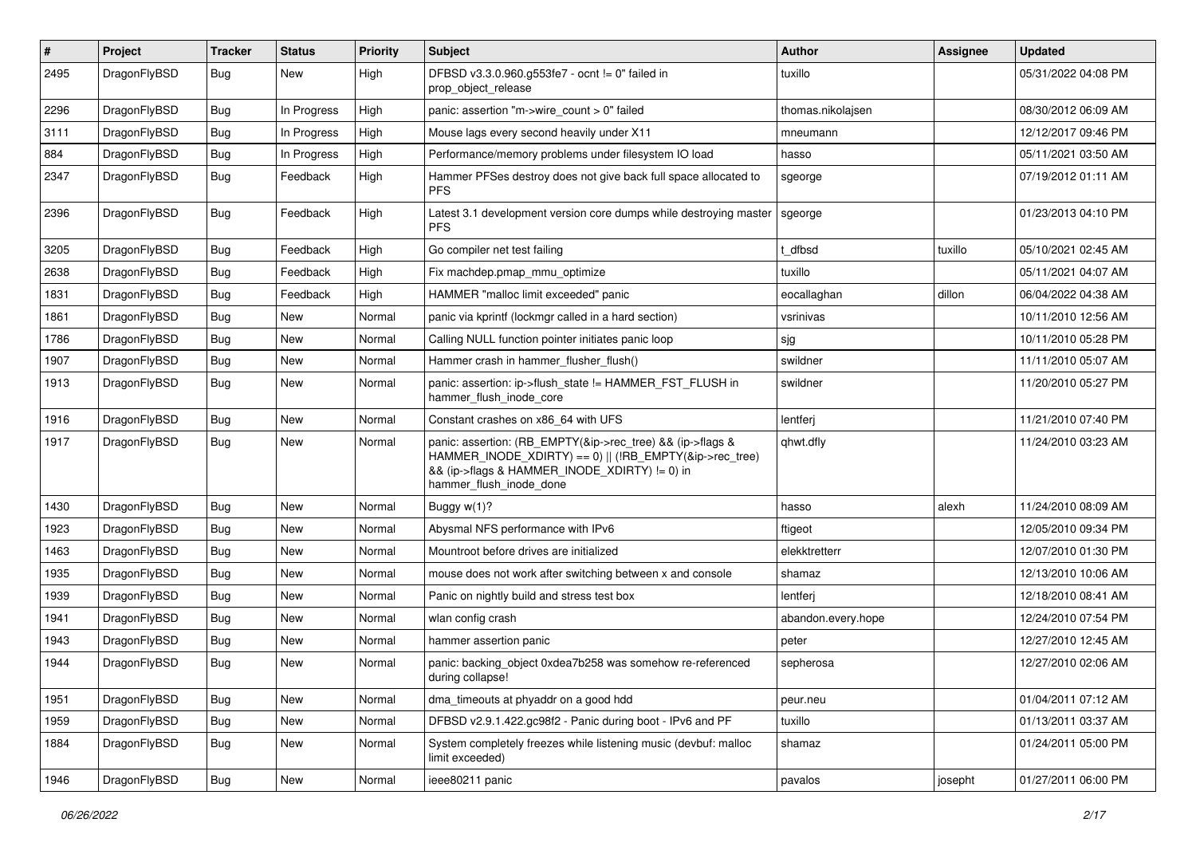| # | Project | Tracker | Status | Priority | Subject | Author | Assignee | Updated |
|---|---|---|---|---|---|---|---|---|
| 2495 | DragonFlyBSD | Bug | New | High | DFBSD v3.3.0.960.g553fe7 - ocnt != 0" failed in prop_object_release | tuxillo | | 05/31/2022 04:08 PM |
| 2296 | DragonFlyBSD | Bug | In Progress | High | panic: assertion "m->wire_count > 0" failed | thomas.nikolajsen | | 08/30/2012 06:09 AM |
| 3111 | DragonFlyBSD | Bug | In Progress | High | Mouse lags every second heavily under X11 | mneumann | | 12/12/2017 09:46 PM |
| 884 | DragonFlyBSD | Bug | In Progress | High | Performance/memory problems under filesystem IO load | hasso | | 05/11/2021 03:50 AM |
| 2347 | DragonFlyBSD | Bug | Feedback | High | Hammer PFSes destroy does not give back full space allocated to PFS | sgeorge | | 07/19/2012 01:11 AM |
| 2396 | DragonFlyBSD | Bug | Feedback | High | Latest 3.1 development version core dumps while destroying master PFS | sgeorge | | 01/23/2013 04:10 PM |
| 3205 | DragonFlyBSD | Bug | Feedback | High | Go compiler net test failing | t_dfbsd | tuxillo | 05/10/2021 02:45 AM |
| 2638 | DragonFlyBSD | Bug | Feedback | High | Fix machdep.pmap_mmu_optimize | tuxillo | | 05/11/2021 04:07 AM |
| 1831 | DragonFlyBSD | Bug | Feedback | High | HAMMER "malloc limit exceeded" panic | eocallaghan | dillon | 06/04/2022 04:38 AM |
| 1861 | DragonFlyBSD | Bug | New | Normal | panic via kprintf (lockmgr called in a hard section) | vsrinivas | | 10/11/2010 12:56 AM |
| 1786 | DragonFlyBSD | Bug | New | Normal | Calling NULL function pointer initiates panic loop | sjg | | 10/11/2010 05:28 PM |
| 1907 | DragonFlyBSD | Bug | New | Normal | Hammer crash in hammer_flusher_flush() | swildner | | 11/11/2010 05:07 AM |
| 1913 | DragonFlyBSD | Bug | New | Normal | panic: assertion: ip->flush_state != HAMMER_FST_FLUSH in hammer_flush_inode_core | swildner | | 11/20/2010 05:27 PM |
| 1916 | DragonFlyBSD | Bug | New | Normal | Constant crashes on x86_64 with UFS | lentferj | | 11/21/2010 07:40 PM |
| 1917 | DragonFlyBSD | Bug | New | Normal | panic: assertion: (RB_EMPTY(&ip->rec_tree) && (ip->flags & HAMMER_INODE_XDIRTY) == 0) \|\| (!RB_EMPTY(&ip->rec_tree) && (ip->flags & HAMMER_INODE_XDIRTY) != 0) in hammer_flush_inode_done | qhwt.dfly | | 11/24/2010 03:23 AM |
| 1430 | DragonFlyBSD | Bug | New | Normal | Buggy w(1)? | hasso | alexh | 11/24/2010 08:09 AM |
| 1923 | DragonFlyBSD | Bug | New | Normal | Abysmal NFS performance with IPv6 | ftigeot | | 12/05/2010 09:34 PM |
| 1463 | DragonFlyBSD | Bug | New | Normal | Mountroot before drives are initialized | elekktretterr | | 12/07/2010 01:30 PM |
| 1935 | DragonFlyBSD | Bug | New | Normal | mouse does not work after switching between x and console | shamaz | | 12/13/2010 10:06 AM |
| 1939 | DragonFlyBSD | Bug | New | Normal | Panic on nightly build and stress test box | lentferj | | 12/18/2010 08:41 AM |
| 1941 | DragonFlyBSD | Bug | New | Normal | wlan config crash | abandon.every.hope | | 12/24/2010 07:54 PM |
| 1943 | DragonFlyBSD | Bug | New | Normal | hammer assertion panic | peter | | 12/27/2010 12:45 AM |
| 1944 | DragonFlyBSD | Bug | New | Normal | panic: backing_object 0xdea7b258 was somehow re-referenced during collapse! | sepherosa | | 12/27/2010 02:06 AM |
| 1951 | DragonFlyBSD | Bug | New | Normal | dma_timeouts at phyaddr on a good hdd | peur.neu | | 01/04/2011 07:12 AM |
| 1959 | DragonFlyBSD | Bug | New | Normal | DFBSD v2.9.1.422.gc98f2 - Panic during boot - IPv6 and PF | tuxillo | | 01/13/2011 03:37 AM |
| 1884 | DragonFlyBSD | Bug | New | Normal | System completely freezes while listening music (devbuf: malloc limit exceeded) | shamaz | | 01/24/2011 05:00 PM |
| 1946 | DragonFlyBSD | Bug | New | Normal | ieee80211 panic | pavalos | josepht | 01/27/2011 06:00 PM |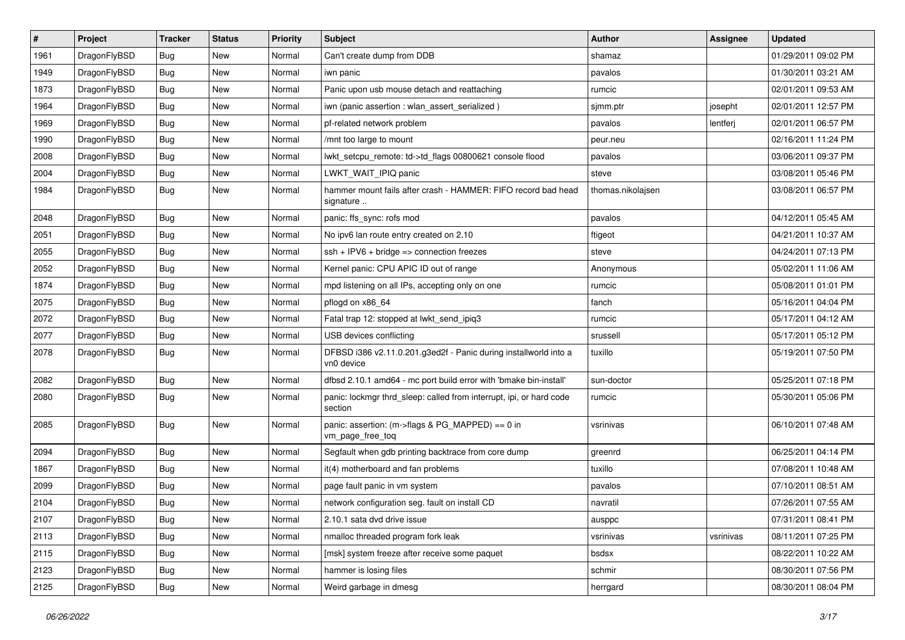| # | Project | Tracker | Status | Priority | Subject | Author | Assignee | Updated |
| --- | --- | --- | --- | --- | --- | --- | --- | --- |
| 1961 | DragonFlyBSD | Bug | New | Normal | Can't create dump from DDB | shamaz | | 01/29/2011 09:02 PM |
| 1949 | DragonFlyBSD | Bug | New | Normal | iwn panic | pavalos | | 01/30/2011 03:21 AM |
| 1873 | DragonFlyBSD | Bug | New | Normal | Panic upon usb mouse detach and reattaching | rumcic | | 02/01/2011 09:53 AM |
| 1964 | DragonFlyBSD | Bug | New | Normal | iwn (panic assertion : wlan_assert_serialized ) | sjmm.ptr | josepht | 02/01/2011 12:57 PM |
| 1969 | DragonFlyBSD | Bug | New | Normal | pf-related network problem | pavalos | lentferj | 02/01/2011 06:57 PM |
| 1990 | DragonFlyBSD | Bug | New | Normal | /mnt too large to mount | peur.neu | | 02/16/2011 11:24 PM |
| 2008 | DragonFlyBSD | Bug | New | Normal | lwkt_setcpu_remote: td->td_flags 00800621 console flood | pavalos | | 03/06/2011 09:37 PM |
| 2004 | DragonFlyBSD | Bug | New | Normal | LWKT_WAIT_IPIQ panic | steve | | 03/08/2011 05:46 PM |
| 1984 | DragonFlyBSD | Bug | New | Normal | hammer mount fails after crash - HAMMER: FIFO record bad head signature .. | thomas.nikolajsen | | 03/08/2011 06:57 PM |
| 2048 | DragonFlyBSD | Bug | New | Normal | panic: ffs_sync: rofs mod | pavalos | | 04/12/2011 05:45 AM |
| 2051 | DragonFlyBSD | Bug | New | Normal | No ipv6 lan route entry created on 2.10 | ftigeot | | 04/21/2011 10:37 AM |
| 2055 | DragonFlyBSD | Bug | New | Normal | ssh + IPV6 + bridge => connection freezes | steve | | 04/24/2011 07:13 PM |
| 2052 | DragonFlyBSD | Bug | New | Normal | Kernel panic: CPU APIC ID out of range | Anonymous | | 05/02/2011 11:06 AM |
| 1874 | DragonFlyBSD | Bug | New | Normal | mpd listening on all IPs, accepting only on one | rumcic | | 05/08/2011 01:01 PM |
| 2075 | DragonFlyBSD | Bug | New | Normal | pflogd on x86_64 | fanch | | 05/16/2011 04:04 PM |
| 2072 | DragonFlyBSD | Bug | New | Normal | Fatal trap 12: stopped at lwkt_send_ipiq3 | rumcic | | 05/17/2011 04:12 AM |
| 2077 | DragonFlyBSD | Bug | New | Normal | USB devices conflicting | srussell | | 05/17/2011 05:12 PM |
| 2078 | DragonFlyBSD | Bug | New | Normal | DFBSD i386 v2.11.0.201.g3ed2f - Panic during installworld into a vn0 device | tuxillo | | 05/19/2011 07:50 PM |
| 2082 | DragonFlyBSD | Bug | New | Normal | dfbsd 2.10.1 amd64 - mc port build error with 'bmake bin-install' | sun-doctor | | 05/25/2011 07:18 PM |
| 2080 | DragonFlyBSD | Bug | New | Normal | panic: lockmgr thrd_sleep: called from interrupt, ipi, or hard code section | rumcic | | 05/30/2011 05:06 PM |
| 2085 | DragonFlyBSD | Bug | New | Normal | panic: assertion: (m->flags & PG_MAPPED) == 0 in vm_page_free_toq | vsrinivas | | 06/10/2011 07:48 AM |
| 2094 | DragonFlyBSD | Bug | New | Normal | Segfault when gdb printing backtrace from core dump | greenrd | | 06/25/2011 04:14 PM |
| 1867 | DragonFlyBSD | Bug | New | Normal | it(4) motherboard and fan problems | tuxillo | | 07/08/2011 10:48 AM |
| 2099 | DragonFlyBSD | Bug | New | Normal | page fault panic in vm system | pavalos | | 07/10/2011 08:51 AM |
| 2104 | DragonFlyBSD | Bug | New | Normal | network configuration seg. fault on install CD | navratil | | 07/26/2011 07:55 AM |
| 2107 | DragonFlyBSD | Bug | New | Normal | 2.10.1 sata dvd drive issue | ausppc | | 07/31/2011 08:41 PM |
| 2113 | DragonFlyBSD | Bug | New | Normal | nmalloc threaded program fork leak | vsrinivas | vsrinivas | 08/11/2011 07:25 PM |
| 2115 | DragonFlyBSD | Bug | New | Normal | [msk] system freeze after receive some paquet | bsdsx | | 08/22/2011 10:22 AM |
| 2123 | DragonFlyBSD | Bug | New | Normal | hammer is losing files | schmir | | 08/30/2011 07:56 PM |
| 2125 | DragonFlyBSD | Bug | New | Normal | Weird garbage in dmesg | herrgard | | 08/30/2011 08:04 PM |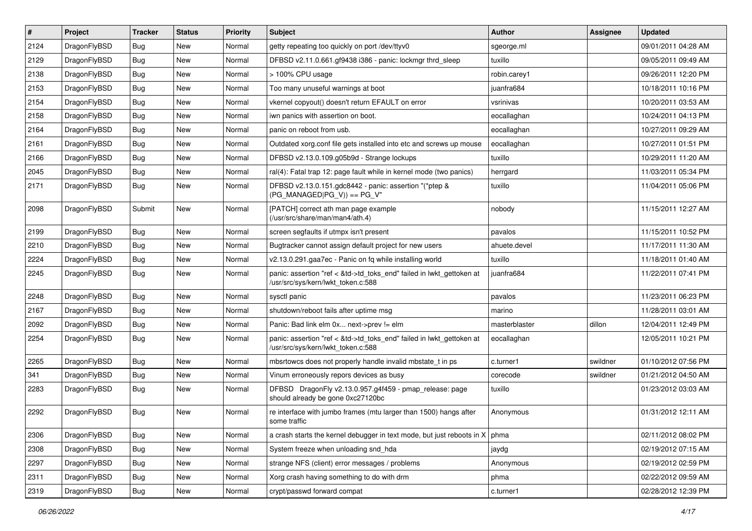| # | Project | Tracker | Status | Priority | Subject | Author | Assignee | Updated |
|---|---|---|---|---|---|---|---|---|
| 2124 | DragonFlyBSD | Bug | New | Normal | getty repeating too quickly on port /dev/ttyv0 | sgeorge.ml | | 09/01/2011 04:28 AM |
| 2129 | DragonFlyBSD | Bug | New | Normal | DFBSD v2.11.0.661.gf9438 i386 - panic: lockmgr thrd_sleep | tuxillo | | 09/05/2011 09:49 AM |
| 2138 | DragonFlyBSD | Bug | New | Normal | > 100% CPU usage | robin.carey1 | | 09/26/2011 12:20 PM |
| 2153 | DragonFlyBSD | Bug | New | Normal | Too many unuseful warnings at boot | juanfra684 | | 10/18/2011 10:16 PM |
| 2154 | DragonFlyBSD | Bug | New | Normal | vkernel copyout() doesn't return EFAULT on error | vsrinivas | | 10/20/2011 03:53 AM |
| 2158 | DragonFlyBSD | Bug | New | Normal | iwn panics with assertion on boot. | eocallaghan | | 10/24/2011 04:13 PM |
| 2164 | DragonFlyBSD | Bug | New | Normal | panic on reboot from usb. | eocallaghan | | 10/27/2011 09:29 AM |
| 2161 | DragonFlyBSD | Bug | New | Normal | Outdated xorg.conf file gets installed into etc and screws up mouse | eocallaghan | | 10/27/2011 01:51 PM |
| 2166 | DragonFlyBSD | Bug | New | Normal | DFBSD v2.13.0.109.g05b9d - Strange lockups | tuxillo | | 10/29/2011 11:20 AM |
| 2045 | DragonFlyBSD | Bug | New | Normal | ral(4): Fatal trap 12: page fault while in kernel mode (two panics) | herrgard | | 11/03/2011 05:34 PM |
| 2171 | DragonFlyBSD | Bug | New | Normal | DFBSD v2.13.0.151.gdc8442 - panic: assertion "(*ptep & (PG_MANAGED\|PG_V)) == PG_V" | tuxillo | | 11/04/2011 05:06 PM |
| 2098 | DragonFlyBSD | Submit | New | Normal | [PATCH] correct ath man page example (/usr/src/share/man/man4/ath.4) | nobody | | 11/15/2011 12:27 AM |
| 2199 | DragonFlyBSD | Bug | New | Normal | screen segfaults if utmpx isn't present | pavalos | | 11/15/2011 10:52 PM |
| 2210 | DragonFlyBSD | Bug | New | Normal | Bugtracker cannot assign default project for new users | ahuete.devel | | 11/17/2011 11:30 AM |
| 2224 | DragonFlyBSD | Bug | New | Normal | v2.13.0.291.gaa7ec - Panic on fq while installing world | tuxillo | | 11/18/2011 01:40 AM |
| 2245 | DragonFlyBSD | Bug | New | Normal | panic: assertion "ref < &td->td_toks_end" failed in lwkt_gettoken at /usr/src/sys/kern/lwkt_token.c:588 | juanfra684 | | 11/22/2011 07:41 PM |
| 2248 | DragonFlyBSD | Bug | New | Normal | sysctl panic | pavalos | | 11/23/2011 06:23 PM |
| 2167 | DragonFlyBSD | Bug | New | Normal | shutdown/reboot fails after uptime msg | marino | | 11/28/2011 03:01 AM |
| 2092 | DragonFlyBSD | Bug | New | Normal | Panic: Bad link elm 0x... next->prev != elm | masterblaster | dillon | 12/04/2011 12:49 PM |
| 2254 | DragonFlyBSD | Bug | New | Normal | panic: assertion "ref < &td->td_toks_end" failed in lwkt_gettoken at /usr/src/sys/kern/lwkt_token.c:588 | eocallaghan | | 12/05/2011 10:21 PM |
| 2265 | DragonFlyBSD | Bug | New | Normal | mbsrtowcs does not properly handle invalid mbstate_t in ps | c.turner1 | swildner | 01/10/2012 07:56 PM |
| 341 | DragonFlyBSD | Bug | New | Normal | Vinum erroneously repors devices as busy | corecode | swildner | 01/21/2012 04:50 AM |
| 2283 | DragonFlyBSD | Bug | New | Normal | DFBSD DragonFly v2.13.0.957.g4f459 - pmap_release: page should already be gone 0xc27120bc | tuxillo | | 01/23/2012 03:03 AM |
| 2292 | DragonFlyBSD | Bug | New | Normal | re interface with jumbo frames (mtu larger than 1500) hangs after some traffic | Anonymous | | 01/31/2012 12:11 AM |
| 2306 | DragonFlyBSD | Bug | New | Normal | a crash starts the kernel debugger in text mode, but just reboots in X | phma | | 02/11/2012 08:02 PM |
| 2308 | DragonFlyBSD | Bug | New | Normal | System freeze when unloading snd_hda | jaydg | | 02/19/2012 07:15 AM |
| 2297 | DragonFlyBSD | Bug | New | Normal | strange NFS (client) error messages / problems | Anonymous | | 02/19/2012 02:59 PM |
| 2311 | DragonFlyBSD | Bug | New | Normal | Xorg crash having something to do with drm | phma | | 02/22/2012 09:59 AM |
| 2319 | DragonFlyBSD | Bug | New | Normal | crypt/passwd forward compat | c.turner1 | | 02/28/2012 12:39 PM |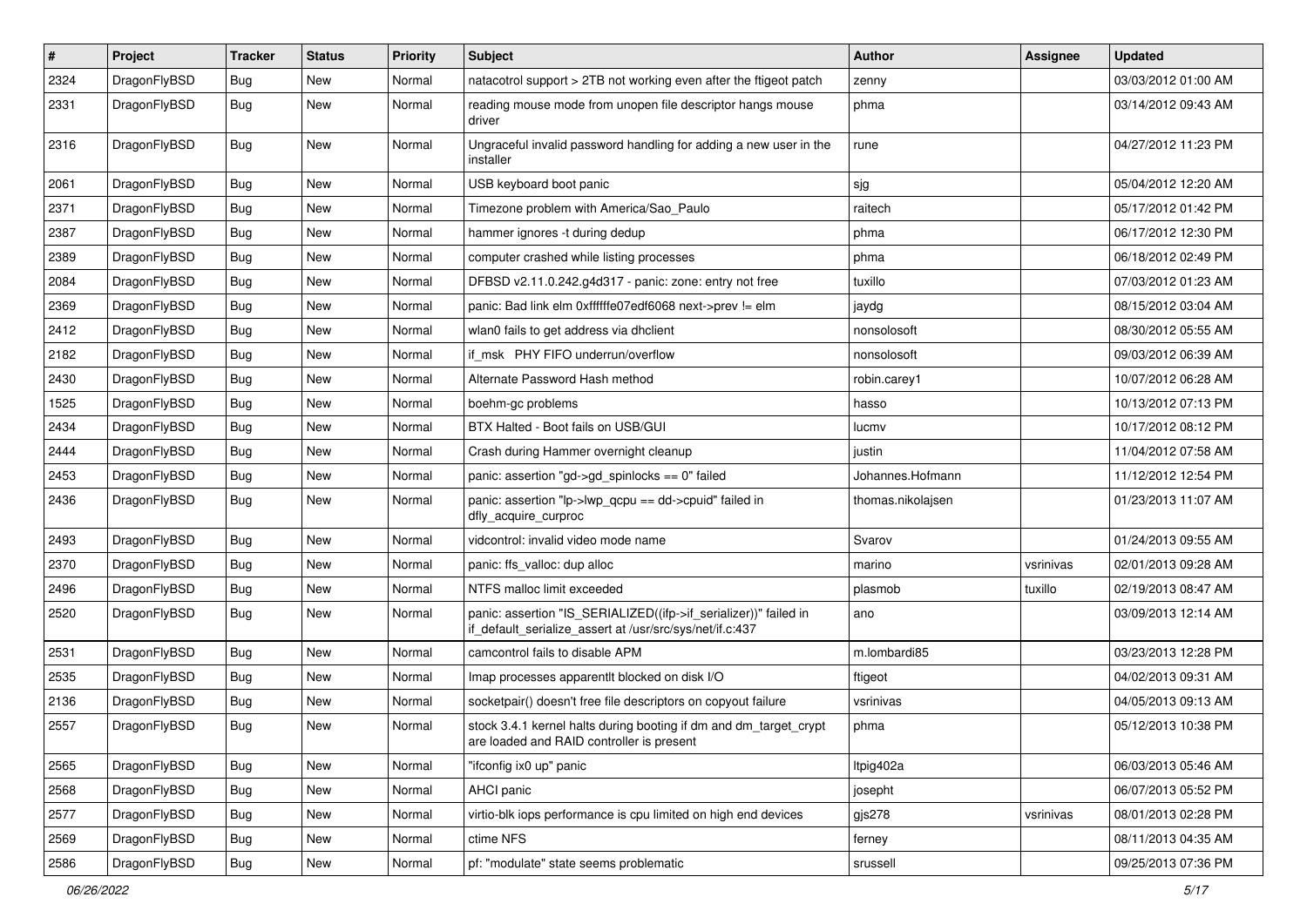| # | Project | Tracker | Status | Priority | Subject | Author | Assignee | Updated |
|---|---|---|---|---|---|---|---|---|
| 2324 | DragonFlyBSD | Bug | New | Normal | natacotrol support > 2TB not working even after the ftigeot patch | zenny | | 03/03/2012 01:00 AM |
| 2331 | DragonFlyBSD | Bug | New | Normal | reading mouse mode from unopen file descriptor hangs mouse driver | phma | | 03/14/2012 09:43 AM |
| 2316 | DragonFlyBSD | Bug | New | Normal | Ungraceful invalid password handling for adding a new user in the installer | rune | | 04/27/2012 11:23 PM |
| 2061 | DragonFlyBSD | Bug | New | Normal | USB keyboard boot panic | sjg | | 05/04/2012 12:20 AM |
| 2371 | DragonFlyBSD | Bug | New | Normal | Timezone problem with America/Sao_Paulo | raitech | | 05/17/2012 01:42 PM |
| 2387 | DragonFlyBSD | Bug | New | Normal | hammer ignores -t during dedup | phma | | 06/17/2012 12:30 PM |
| 2389 | DragonFlyBSD | Bug | New | Normal | computer crashed while listing processes | phma | | 06/18/2012 02:49 PM |
| 2084 | DragonFlyBSD | Bug | New | Normal | DFBSD v2.11.0.242.g4d317 - panic: zone: entry not free | tuxillo | | 07/03/2012 01:23 AM |
| 2369 | DragonFlyBSD | Bug | New | Normal | panic: Bad link elm 0xffffffe07edf6068 next->prev != elm | jaydg | | 08/15/2012 03:04 AM |
| 2412 | DragonFlyBSD | Bug | New | Normal | wlan0 fails to get address via dhclient | nonsolosoft | | 08/30/2012 05:55 AM |
| 2182 | DragonFlyBSD | Bug | New | Normal | if_msk PHY FIFO underrun/overflow | nonsolosoft | | 09/03/2012 06:39 AM |
| 2430 | DragonFlyBSD | Bug | New | Normal | Alternate Password Hash method | robin.carey1 | | 10/07/2012 06:28 AM |
| 1525 | DragonFlyBSD | Bug | New | Normal | boehm-gc problems | hasso | | 10/13/2012 07:13 PM |
| 2434 | DragonFlyBSD | Bug | New | Normal | BTX Halted - Boot fails on USB/GUI | lucmv | | 10/17/2012 08:12 PM |
| 2444 | DragonFlyBSD | Bug | New | Normal | Crash during Hammer overnight cleanup | justin | | 11/04/2012 07:58 AM |
| 2453 | DragonFlyBSD | Bug | New | Normal | panic: assertion "gd->gd_spinlocks == 0" failed | Johannes.Hofmann | | 11/12/2012 12:54 PM |
| 2436 | DragonFlyBSD | Bug | New | Normal | panic: assertion "lp->lwp_qcpu == dd->cpuid" failed in dfly_acquire_curproc | thomas.nikolajsen | | 01/23/2013 11:07 AM |
| 2493 | DragonFlyBSD | Bug | New | Normal | vidcontrol: invalid video mode name | Svarov | | 01/24/2013 09:55 AM |
| 2370 | DragonFlyBSD | Bug | New | Normal | panic: ffs_valloc: dup alloc | marino | vsrinivas | 02/01/2013 09:28 AM |
| 2496 | DragonFlyBSD | Bug | New | Normal | NTFS malloc limit exceeded | plasmob | tuxillo | 02/19/2013 08:47 AM |
| 2520 | DragonFlyBSD | Bug | New | Normal | panic: assertion "IS_SERIALIZED((ifp->if_serializer))" failed in if_default_serialize_assert at /usr/src/sys/net/if.c:437 | ano | | 03/09/2013 12:14 AM |
| 2531 | DragonFlyBSD | Bug | New | Normal | camcontrol fails to disable APM | m.lombardi85 | | 03/23/2013 12:28 PM |
| 2535 | DragonFlyBSD | Bug | New | Normal | Imap processes apparentlt blocked on disk I/O | ftigeot | | 04/02/2013 09:31 AM |
| 2136 | DragonFlyBSD | Bug | New | Normal | socketpair() doesn't free file descriptors on copyout failure | vsrinivas | | 04/05/2013 09:13 AM |
| 2557 | DragonFlyBSD | Bug | New | Normal | stock 3.4.1 kernel halts during booting if dm and dm_target_crypt are loaded and RAID controller is present | phma | | 05/12/2013 10:38 PM |
| 2565 | DragonFlyBSD | Bug | New | Normal | "ifconfig ix0 up" panic | ltpig402a | | 06/03/2013 05:46 AM |
| 2568 | DragonFlyBSD | Bug | New | Normal | AHCI panic | josepht | | 06/07/2013 05:52 PM |
| 2577 | DragonFlyBSD | Bug | New | Normal | virtio-blk iops performance is cpu limited on high end devices | gjs278 | vsrinivas | 08/01/2013 02:28 PM |
| 2569 | DragonFlyBSD | Bug | New | Normal | ctime NFS | ferney | | 08/11/2013 04:35 AM |
| 2586 | DragonFlyBSD | Bug | New | Normal | pf: "modulate" state seems problematic | srussell | | 09/25/2013 07:36 PM |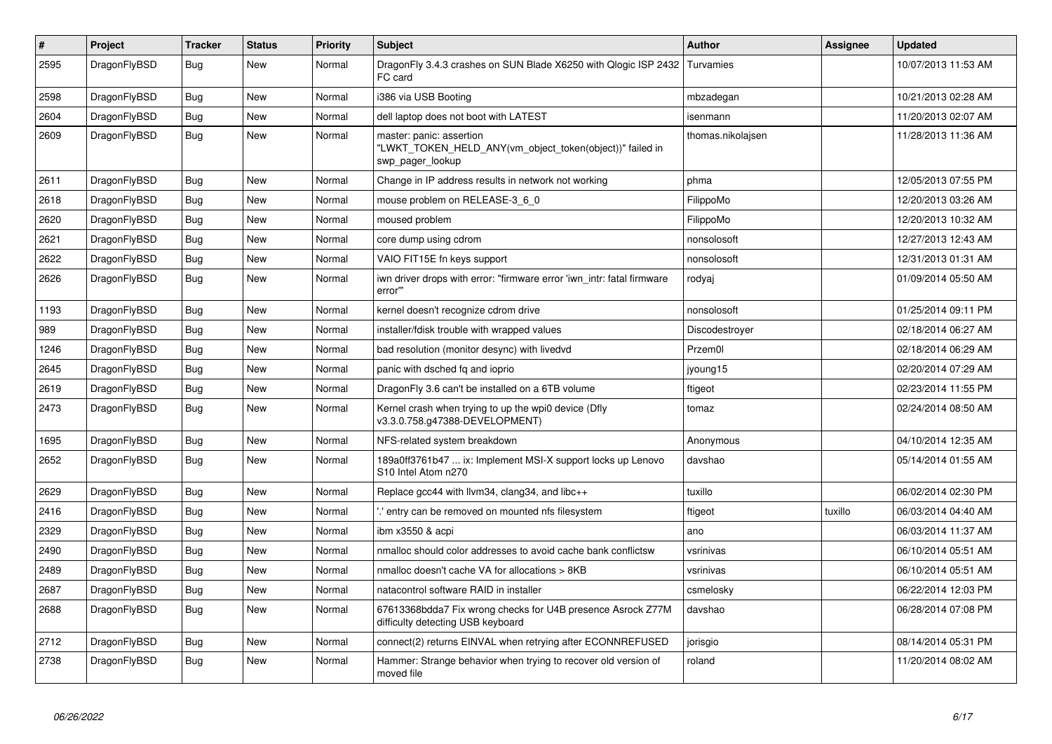| # | Project | Tracker | Status | Priority | Subject | Author | Assignee | Updated |
|---|---|---|---|---|---|---|---|---|
| 2595 | DragonFlyBSD | Bug | New | Normal | DragonFly 3.4.3 crashes on SUN Blade X6250 with Qlogic ISP 2432 FC card | Turvamies | | 10/07/2013 11:53 AM |
| 2598 | DragonFlyBSD | Bug | New | Normal | i386 via USB Booting | mbzadegan | | 10/21/2013 02:28 AM |
| 2604 | DragonFlyBSD | Bug | New | Normal | dell laptop does not boot with LATEST | isenmann | | 11/20/2013 02:07 AM |
| 2609 | DragonFlyBSD | Bug | New | Normal | master: panic: assertion "LWKT_TOKEN_HELD_ANY(vm_object_token(object))" failed in swp_pager_lookup | thomas.nikolajsen | | 11/28/2013 11:36 AM |
| 2611 | DragonFlyBSD | Bug | New | Normal | Change in IP address results in network not working | phma | | 12/05/2013 07:55 PM |
| 2618 | DragonFlyBSD | Bug | New | Normal | mouse problem on RELEASE-3_6_0 | FilippoMo | | 12/20/2013 03:26 AM |
| 2620 | DragonFlyBSD | Bug | New | Normal | moused problem | FilippoMo | | 12/20/2013 10:32 AM |
| 2621 | DragonFlyBSD | Bug | New | Normal | core dump using cdrom | nonsolosoft | | 12/27/2013 12:43 AM |
| 2622 | DragonFlyBSD | Bug | New | Normal | VAIO FIT15E fn keys support | nonsolosoft | | 12/31/2013 01:31 AM |
| 2626 | DragonFlyBSD | Bug | New | Normal | iwn driver drops with error: "firmware error 'iwn_intr: fatal firmware error'" | rodyaj | | 01/09/2014 05:50 AM |
| 1193 | DragonFlyBSD | Bug | New | Normal | kernel doesn't recognize cdrom drive | nonsolosoft | | 01/25/2014 09:11 PM |
| 989 | DragonFlyBSD | Bug | New | Normal | installer/fdisk trouble with wrapped values | Discodestroyer | | 02/18/2014 06:27 AM |
| 1246 | DragonFlyBSD | Bug | New | Normal | bad resolution (monitor desync) with livedvd | Przem0l | | 02/18/2014 06:29 AM |
| 2645 | DragonFlyBSD | Bug | New | Normal | panic with dsched fq and ioprio | jyoung15 | | 02/20/2014 07:29 AM |
| 2619 | DragonFlyBSD | Bug | New | Normal | DragonFly 3.6 can't be installed on a 6TB volume | ftigeot | | 02/23/2014 11:55 PM |
| 2473 | DragonFlyBSD | Bug | New | Normal | Kernel crash when trying to up the wpi0 device (Dfly v3.3.0.758.g47388-DEVELOPMENT) | tomaz | | 02/24/2014 08:50 AM |
| 1695 | DragonFlyBSD | Bug | New | Normal | NFS-related system breakdown | Anonymous | | 04/10/2014 12:35 AM |
| 2652 | DragonFlyBSD | Bug | New | Normal | 189a0ff3761b47 ... ix: Implement MSI-X support locks up Lenovo S10 Intel Atom n270 | davshao | | 05/14/2014 01:55 AM |
| 2629 | DragonFlyBSD | Bug | New | Normal | Replace gcc44 with llvm34, clang34, and libc++ | tuxillo | | 06/02/2014 02:30 PM |
| 2416 | DragonFlyBSD | Bug | New | Normal | '.' entry can be removed on mounted nfs filesystem | ftigeot | tuxillo | 06/03/2014 04:40 AM |
| 2329 | DragonFlyBSD | Bug | New | Normal | ibm x3550 & acpi | ano | | 06/03/2014 11:37 AM |
| 2490 | DragonFlyBSD | Bug | New | Normal | nmalloc should color addresses to avoid cache bank conflictsw | vsrinivas | | 06/10/2014 05:51 AM |
| 2489 | DragonFlyBSD | Bug | New | Normal | nmalloc doesn't cache VA for allocations > 8KB | vsrinivas | | 06/10/2014 05:51 AM |
| 2687 | DragonFlyBSD | Bug | New | Normal | natacontrol software RAID in installer | csmelosky | | 06/22/2014 12:03 PM |
| 2688 | DragonFlyBSD | Bug | New | Normal | 67613368bdda7 Fix wrong checks for U4B presence Asrock Z77M difficulty detecting USB keyboard | davshao | | 06/28/2014 07:08 PM |
| 2712 | DragonFlyBSD | Bug | New | Normal | connect(2) returns EINVAL when retrying after ECONNREFUSED | jorisgio | | 08/14/2014 05:31 PM |
| 2738 | DragonFlyBSD | Bug | New | Normal | Hammer: Strange behavior when trying to recover old version of moved file | roland | | 11/20/2014 08:02 AM |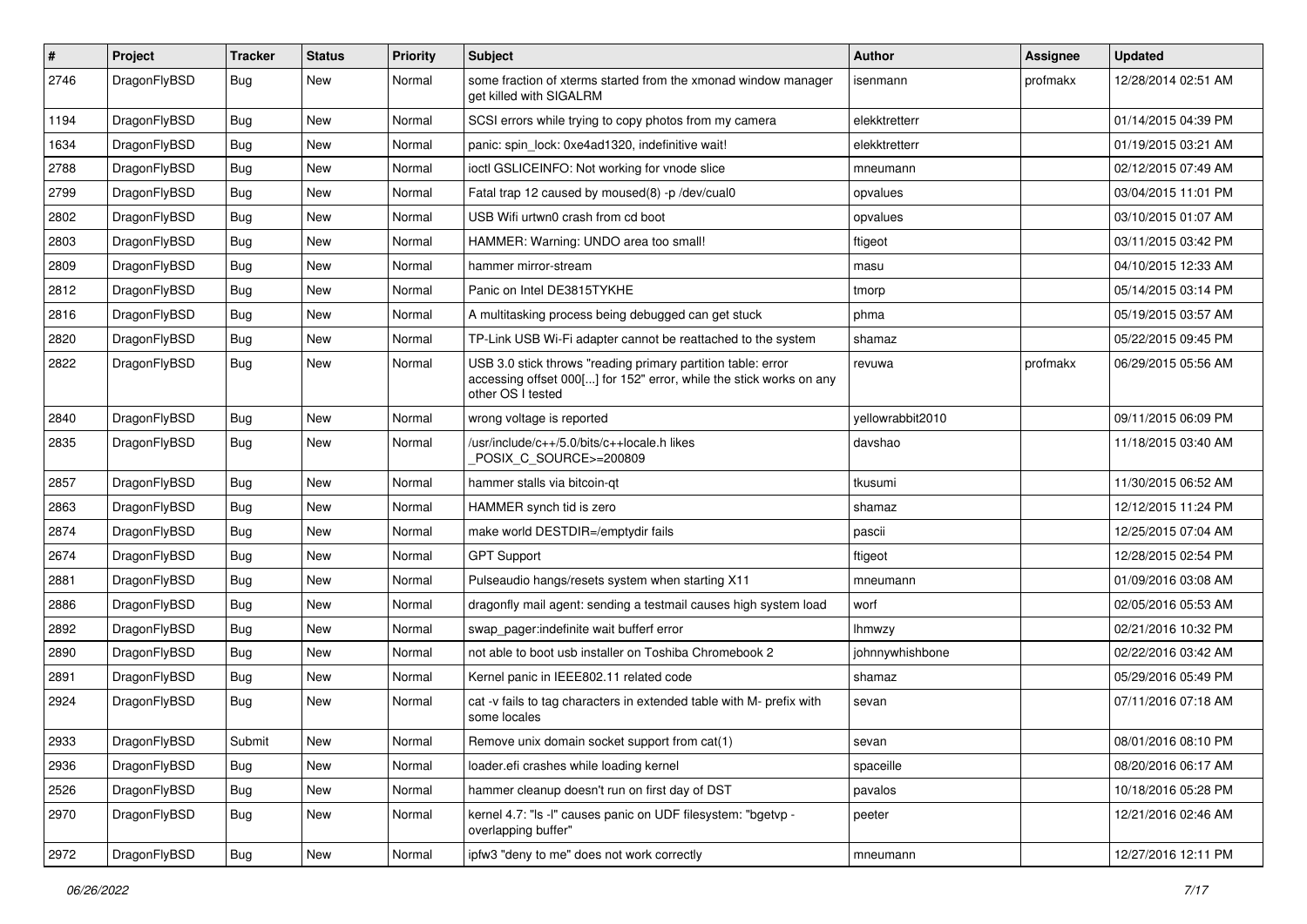| # | Project | Tracker | Status | Priority | Subject | Author | Assignee | Updated |
|---|---|---|---|---|---|---|---|---|
| 2746 | DragonFlyBSD | Bug | New | Normal | some fraction of xterms started from the xmonad window manager get killed with SIGALRM | isenmann | profmakx | 12/28/2014 02:51 AM |
| 1194 | DragonFlyBSD | Bug | New | Normal | SCSI errors while trying to copy photos from my camera | elekktretterr | | 01/14/2015 04:39 PM |
| 1634 | DragonFlyBSD | Bug | New | Normal | panic: spin_lock: 0xe4ad1320, indefinitive wait! | elekktretterr | | 01/19/2015 03:21 AM |
| 2788 | DragonFlyBSD | Bug | New | Normal | ioctl GSLICEINFO: Not working for vnode slice | mneumann | | 02/12/2015 07:49 AM |
| 2799 | DragonFlyBSD | Bug | New | Normal | Fatal trap 12 caused by moused(8) -p /dev/cual0 | opvalues | | 03/04/2015 11:01 PM |
| 2802 | DragonFlyBSD | Bug | New | Normal | USB Wifi urtwn0 crash from cd boot | opvalues | | 03/10/2015 01:07 AM |
| 2803 | DragonFlyBSD | Bug | New | Normal | HAMMER: Warning: UNDO area too small! | ftigeot | | 03/11/2015 03:42 PM |
| 2809 | DragonFlyBSD | Bug | New | Normal | hammer mirror-stream | masu | | 04/10/2015 12:33 AM |
| 2812 | DragonFlyBSD | Bug | New | Normal | Panic on Intel DE3815TYKHE | tmorp | | 05/14/2015 03:14 PM |
| 2816 | DragonFlyBSD | Bug | New | Normal | A multitasking process being debugged can get stuck | phma | | 05/19/2015 03:57 AM |
| 2820 | DragonFlyBSD | Bug | New | Normal | TP-Link USB Wi-Fi adapter cannot be reattached to the system | shamaz | | 05/22/2015 09:45 PM |
| 2822 | DragonFlyBSD | Bug | New | Normal | USB 3.0 stick throws "reading primary partition table: error accessing offset 000[...] for 152" error, while the stick works on any other OS I tested | revuwa | profmakx | 06/29/2015 05:56 AM |
| 2840 | DragonFlyBSD | Bug | New | Normal | wrong voltage is reported | yellowrabbit2010 | | 09/11/2015 06:09 PM |
| 2835 | DragonFlyBSD | Bug | New | Normal | /usr/include/c++/5.0/bits/c++locale.h likes _POSIX_C_SOURCE>=200809 | davshao | | 11/18/2015 03:40 AM |
| 2857 | DragonFlyBSD | Bug | New | Normal | hammer stalls via bitcoin-qt | tkusumi | | 11/30/2015 06:52 AM |
| 2863 | DragonFlyBSD | Bug | New | Normal | HAMMER synch tid is zero | shamaz | | 12/12/2015 11:24 PM |
| 2874 | DragonFlyBSD | Bug | New | Normal | make world DESTDIR=/emptydir fails | pascii | | 12/25/2015 07:04 AM |
| 2674 | DragonFlyBSD | Bug | New | Normal | GPT Support | ftigeot | | 12/28/2015 02:54 PM |
| 2881 | DragonFlyBSD | Bug | New | Normal | Pulseaudio hangs/resets system when starting X11 | mneumann | | 01/09/2016 03:08 AM |
| 2886 | DragonFlyBSD | Bug | New | Normal | dragonfly mail agent: sending a testmail causes high system load | worf | | 02/05/2016 05:53 AM |
| 2892 | DragonFlyBSD | Bug | New | Normal | swap_pager:indefinite wait bufferf error | lhmwzy | | 02/21/2016 10:32 PM |
| 2890 | DragonFlyBSD | Bug | New | Normal | not able to boot usb installer on Toshiba Chromebook 2 | johnnywhishbone | | 02/22/2016 03:42 AM |
| 2891 | DragonFlyBSD | Bug | New | Normal | Kernel panic in IEEE802.11 related code | shamaz | | 05/29/2016 05:49 PM |
| 2924 | DragonFlyBSD | Bug | New | Normal | cat -v fails to tag characters in extended table with M- prefix with some locales | sevan | | 07/11/2016 07:18 AM |
| 2933 | DragonFlyBSD | Submit | New | Normal | Remove unix domain socket support from cat(1) | sevan | | 08/01/2016 08:10 PM |
| 2936 | DragonFlyBSD | Bug | New | Normal | loader.efi crashes while loading kernel | spaceille | | 08/20/2016 06:17 AM |
| 2526 | DragonFlyBSD | Bug | New | Normal | hammer cleanup doesn't run on first day of DST | pavalos | | 10/18/2016 05:28 PM |
| 2970 | DragonFlyBSD | Bug | New | Normal | kernel 4.7: "ls -l" causes panic on UDF filesystem: "bgetvp - overlapping buffer" | peeter | | 12/21/2016 02:46 AM |
| 2972 | DragonFlyBSD | Bug | New | Normal | ipfw3 "deny to me" does not work correctly | mneumann | | 12/27/2016 12:11 PM |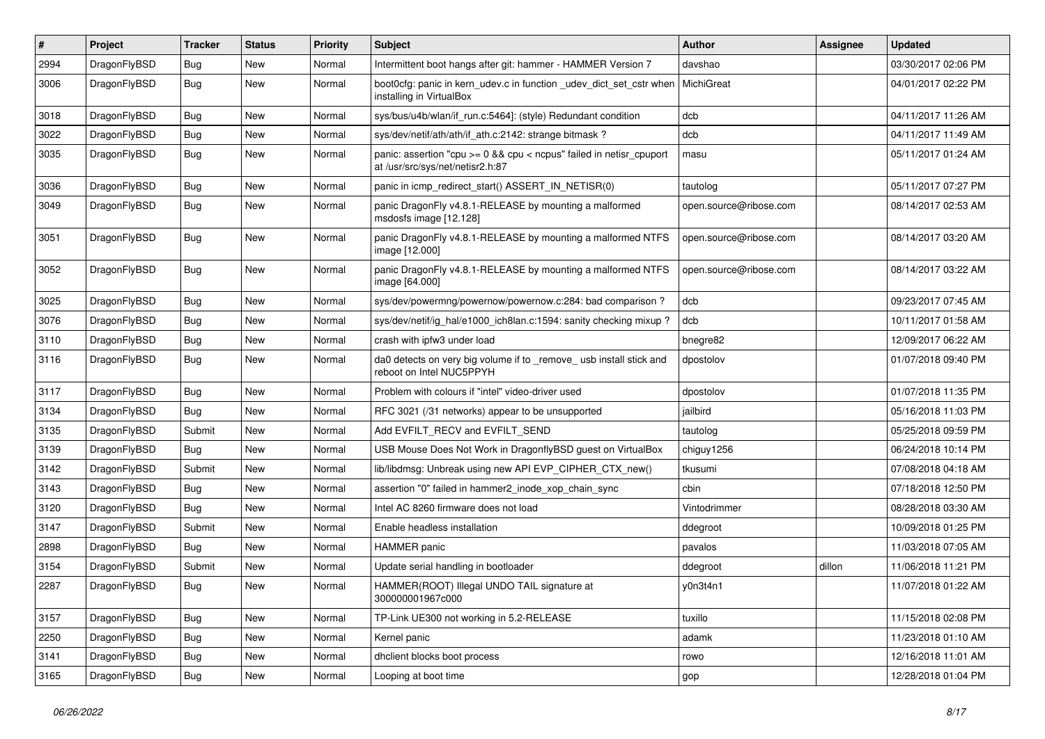| # | Project | Tracker | Status | Priority | Subject | Author | Assignee | Updated |
|---|---|---|---|---|---|---|---|---|
| 2994 | DragonFlyBSD | Bug | New | Normal | Intermittent boot hangs after git: hammer - HAMMER Version 7 | davshao | | 03/30/2017 02:06 PM |
| 3006 | DragonFlyBSD | Bug | New | Normal | boot0cfg: panic in kern_udev.c in function _udev_dict_set_cstr when installing in VirtualBox | MichiGreat | | 04/01/2017 02:22 PM |
| 3018 | DragonFlyBSD | Bug | New | Normal | sys/bus/u4b/wlan/if_run.c:5464]: (style) Redundant condition | dcb | | 04/11/2017 11:26 AM |
| 3022 | DragonFlyBSD | Bug | New | Normal | sys/dev/netif/ath/ath/if_ath.c:2142: strange bitmask ? | dcb | | 04/11/2017 11:49 AM |
| 3035 | DragonFlyBSD | Bug | New | Normal | panic: assertion "cpu >= 0 && cpu < ncpus" failed in netisr_cpuport at /usr/src/sys/net/netisr2.h:87 | masu | | 05/11/2017 01:24 AM |
| 3036 | DragonFlyBSD | Bug | New | Normal | panic in icmp_redirect_start() ASSERT_IN_NETISR(0) | tautolog | | 05/11/2017 07:27 PM |
| 3049 | DragonFlyBSD | Bug | New | Normal | panic DragonFly v4.8.1-RELEASE by mounting a malformed msdosfs image [12.128] | open.source@ribose.com | | 08/14/2017 02:53 AM |
| 3051 | DragonFlyBSD | Bug | New | Normal | panic DragonFly v4.8.1-RELEASE by mounting a malformed NTFS image [12.000] | open.source@ribose.com | | 08/14/2017 03:20 AM |
| 3052 | DragonFlyBSD | Bug | New | Normal | panic DragonFly v4.8.1-RELEASE by mounting a malformed NTFS image [64.000] | open.source@ribose.com | | 08/14/2017 03:22 AM |
| 3025 | DragonFlyBSD | Bug | New | Normal | sys/dev/powermng/powernow/powernow.c:284: bad comparison ? | dcb | | 09/23/2017 07:45 AM |
| 3076 | DragonFlyBSD | Bug | New | Normal | sys/dev/netif/ig_hal/e1000_ich8lan.c:1594: sanity checking mixup ? | dcb | | 10/11/2017 01:58 AM |
| 3110 | DragonFlyBSD | Bug | New | Normal | crash with ipfw3 under load | bnegre82 | | 12/09/2017 06:22 AM |
| 3116 | DragonFlyBSD | Bug | New | Normal | da0 detects on very big volume if to _remove_ usb install stick and reboot on Intel NUC5PPYH | dpostolov | | 01/07/2018 09:40 PM |
| 3117 | DragonFlyBSD | Bug | New | Normal | Problem with colours if "intel" video-driver used | dpostolov | | 01/07/2018 11:35 PM |
| 3134 | DragonFlyBSD | Bug | New | Normal | RFC 3021 (/31 networks) appear to be unsupported | jailbird | | 05/16/2018 11:03 PM |
| 3135 | DragonFlyBSD | Submit | New | Normal | Add EVFILT_RECV and EVFILT_SEND | tautolog | | 05/25/2018 09:59 PM |
| 3139 | DragonFlyBSD | Bug | New | Normal | USB Mouse Does Not Work in DragonflyBSD guest on VirtualBox | chiguy1256 | | 06/24/2018 10:14 PM |
| 3142 | DragonFlyBSD | Submit | New | Normal | lib/libdmsg: Unbreak using new API EVP_CIPHER_CTX_new() | tkusumi | | 07/08/2018 04:18 AM |
| 3143 | DragonFlyBSD | Bug | New | Normal | assertion "0" failed in hammer2_inode_xop_chain_sync | cbin | | 07/18/2018 12:50 PM |
| 3120 | DragonFlyBSD | Bug | New | Normal | Intel AC 8260 firmware does not load | Vintodrimmer | | 08/28/2018 03:30 AM |
| 3147 | DragonFlyBSD | Submit | New | Normal | Enable headless installation | ddegroot | | 10/09/2018 01:25 PM |
| 2898 | DragonFlyBSD | Bug | New | Normal | HAMMER panic | pavalos | | 11/03/2018 07:05 AM |
| 3154 | DragonFlyBSD | Submit | New | Normal | Update serial handling in bootloader | ddegroot | dillon | 11/06/2018 11:21 PM |
| 2287 | DragonFlyBSD | Bug | New | Normal | HAMMER(ROOT) Illegal UNDO TAIL signature at 300000001967c000 | y0n3t4n1 | | 11/07/2018 01:22 AM |
| 3157 | DragonFlyBSD | Bug | New | Normal | TP-Link UE300 not working in 5.2-RELEASE | tuxillo | | 11/15/2018 02:08 PM |
| 2250 | DragonFlyBSD | Bug | New | Normal | Kernel panic | adamk | | 11/23/2018 01:10 AM |
| 3141 | DragonFlyBSD | Bug | New | Normal | dhclient blocks boot process | rowo | | 12/16/2018 11:01 AM |
| 3165 | DragonFlyBSD | Bug | New | Normal | Looping at boot time | gop | | 12/28/2018 01:04 PM |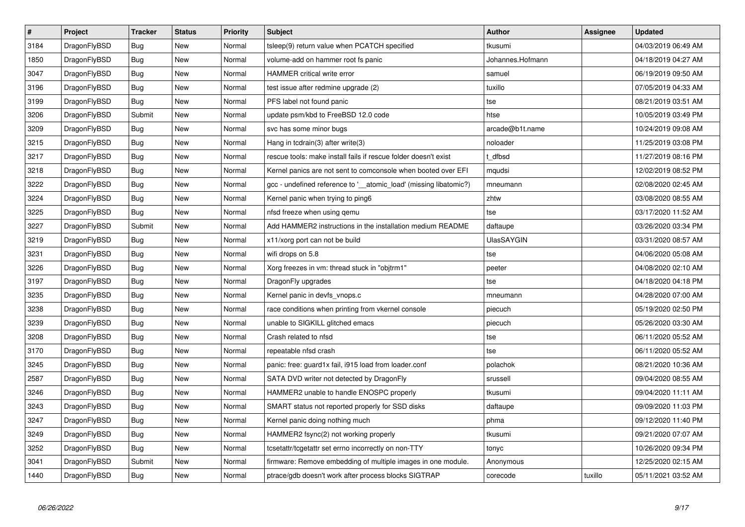| # | Project | Tracker | Status | Priority | Subject | Author | Assignee | Updated |
|---|---|---|---|---|---|---|---|---|
| 3184 | DragonFlyBSD | Bug | New | Normal | tsleep(9) return value when PCATCH specified | tkusumi | | 04/03/2019 06:49 AM |
| 1850 | DragonFlyBSD | Bug | New | Normal | volume-add on hammer root fs panic | Johannes.Hofmann | | 04/18/2019 04:27 AM |
| 3047 | DragonFlyBSD | Bug | New | Normal | HAMMER critical write error | samuel | | 06/19/2019 09:50 AM |
| 3196 | DragonFlyBSD | Bug | New | Normal | test issue after redmine upgrade (2) | tuxillo | | 07/05/2019 04:33 AM |
| 3199 | DragonFlyBSD | Bug | New | Normal | PFS label not found panic | tse | | 08/21/2019 03:51 AM |
| 3206 | DragonFlyBSD | Submit | New | Normal | update psm/kbd to FreeBSD 12.0 code | htse | | 10/05/2019 03:49 PM |
| 3209 | DragonFlyBSD | Bug | New | Normal | svc has some minor bugs | arcade@b1t.name | | 10/24/2019 09:08 AM |
| 3215 | DragonFlyBSD | Bug | New | Normal | Hang in tcdrain(3) after write(3) | noloader | | 11/25/2019 03:08 PM |
| 3217 | DragonFlyBSD | Bug | New | Normal | rescue tools: make install fails if rescue folder doesn't exist | t_dfbsd | | 11/27/2019 08:16 PM |
| 3218 | DragonFlyBSD | Bug | New | Normal | Kernel panics are not sent to comconsole when booted over EFI | mqudsi | | 12/02/2019 08:52 PM |
| 3222 | DragonFlyBSD | Bug | New | Normal | gcc - undefined reference to '__atomic_load' (missing libatomic?) | mneumann | | 02/08/2020 02:45 AM |
| 3224 | DragonFlyBSD | Bug | New | Normal | Kernel panic when trying to ping6 | zhtw | | 03/08/2020 08:55 AM |
| 3225 | DragonFlyBSD | Bug | New | Normal | nfsd freeze when using qemu | tse | | 03/17/2020 11:52 AM |
| 3227 | DragonFlyBSD | Submit | New | Normal | Add HAMMER2 instructions in the installation medium README | daftaupe | | 03/26/2020 03:34 PM |
| 3219 | DragonFlyBSD | Bug | New | Normal | x11/xorg port can not be build | UlasSAYGIN | | 03/31/2020 08:57 AM |
| 3231 | DragonFlyBSD | Bug | New | Normal | wifi drops on 5.8 | tse | | 04/06/2020 05:08 AM |
| 3226 | DragonFlyBSD | Bug | New | Normal | Xorg freezes in vm: thread stuck in "objtrm1" | peeter | | 04/08/2020 02:10 AM |
| 3197 | DragonFlyBSD | Bug | New | Normal | DragonFly upgrades | tse | | 04/18/2020 04:18 PM |
| 3235 | DragonFlyBSD | Bug | New | Normal | Kernel panic in devfs_vnops.c | mneumann | | 04/28/2020 07:00 AM |
| 3238 | DragonFlyBSD | Bug | New | Normal | race conditions when printing from vkernel console | piecuch | | 05/19/2020 02:50 PM |
| 3239 | DragonFlyBSD | Bug | New | Normal | unable to SIGKILL glitched emacs | piecuch | | 05/26/2020 03:30 AM |
| 3208 | DragonFlyBSD | Bug | New | Normal | Crash related to nfsd | tse | | 06/11/2020 05:52 AM |
| 3170 | DragonFlyBSD | Bug | New | Normal | repeatable nfsd crash | tse | | 06/11/2020 05:52 AM |
| 3245 | DragonFlyBSD | Bug | New | Normal | panic: free: guard1x fail, i915 load from loader.conf | polachok | | 08/21/2020 10:36 AM |
| 2587 | DragonFlyBSD | Bug | New | Normal | SATA DVD writer not detected by DragonFly | srussell | | 09/04/2020 08:55 AM |
| 3246 | DragonFlyBSD | Bug | New | Normal | HAMMER2 unable to handle ENOSPC properly | tkusumi | | 09/04/2020 11:11 AM |
| 3243 | DragonFlyBSD | Bug | New | Normal | SMART status not reported properly for SSD disks | daftaupe | | 09/09/2020 11:03 PM |
| 3247 | DragonFlyBSD | Bug | New | Normal | Kernel panic doing nothing much | phma | | 09/12/2020 11:40 PM |
| 3249 | DragonFlyBSD | Bug | New | Normal | HAMMER2 fsync(2) not working properly | tkusumi | | 09/21/2020 07:07 AM |
| 3252 | DragonFlyBSD | Bug | New | Normal | tcsetattr/tcgetattr set errno incorrectly on non-TTY | tonyc | | 10/26/2020 09:34 PM |
| 3041 | DragonFlyBSD | Submit | New | Normal | firmware: Remove embedding of multiple images in one module. | Anonymous | | 12/25/2020 02:15 AM |
| 1440 | DragonFlyBSD | Bug | New | Normal | ptrace/gdb doesn't work after process blocks SIGTRAP | corecode | tuxillo | 05/11/2021 03:52 AM |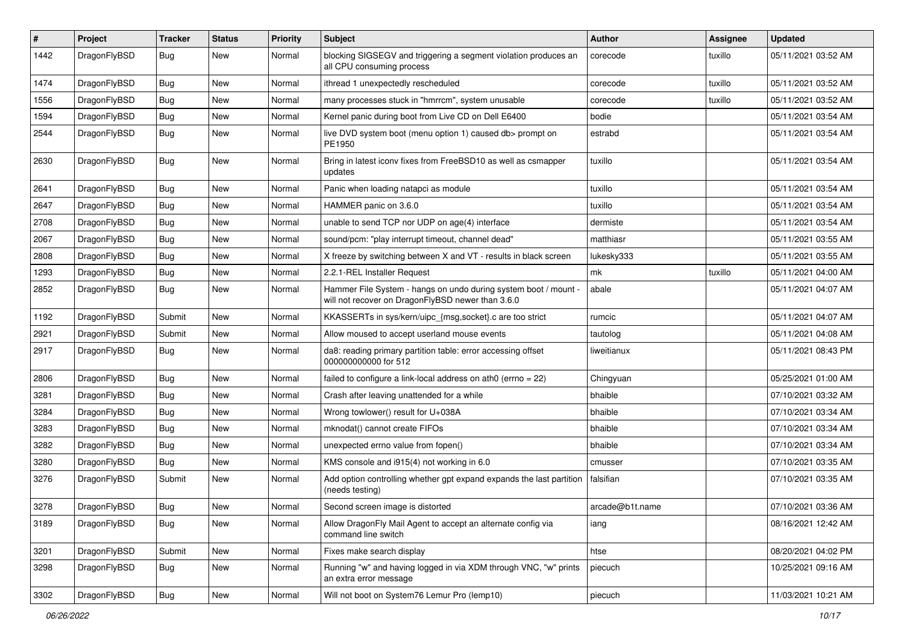| # | Project | Tracker | Status | Priority | Subject | Author | Assignee | Updated |
|---|---|---|---|---|---|---|---|---|
| 1442 | DragonFlyBSD | Bug | New | Normal | blocking SIGSEGV and triggering a segment violation produces an all CPU consuming process | corecode | tuxillo | 05/11/2021 03:52 AM |
| 1474 | DragonFlyBSD | Bug | New | Normal | ithread 1 unexpectedly rescheduled | corecode | tuxillo | 05/11/2021 03:52 AM |
| 1556 | DragonFlyBSD | Bug | New | Normal | many processes stuck in "hmrrcm", system unusable | corecode | tuxillo | 05/11/2021 03:52 AM |
| 1594 | DragonFlyBSD | Bug | New | Normal | Kernel panic during boot from Live CD on Dell E6400 | bodie | | 05/11/2021 03:54 AM |
| 2544 | DragonFlyBSD | Bug | New | Normal | live DVD system boot (menu option 1) caused db> prompt on PE1950 | estrabd | | 05/11/2021 03:54 AM |
| 2630 | DragonFlyBSD | Bug | New | Normal | Bring in latest iconv fixes from FreeBSD10 as well as csmapper updates | tuxillo | | 05/11/2021 03:54 AM |
| 2641 | DragonFlyBSD | Bug | New | Normal | Panic when loading natapci as module | tuxillo | | 05/11/2021 03:54 AM |
| 2647 | DragonFlyBSD | Bug | New | Normal | HAMMER panic on 3.6.0 | tuxillo | | 05/11/2021 03:54 AM |
| 2708 | DragonFlyBSD | Bug | New | Normal | unable to send TCP nor UDP on age(4) interface | dermiste | | 05/11/2021 03:54 AM |
| 2067 | DragonFlyBSD | Bug | New | Normal | sound/pcm: "play interrupt timeout, channel dead" | matthiasr | | 05/11/2021 03:55 AM |
| 2808 | DragonFlyBSD | Bug | New | Normal | X freeze by switching between X and VT - results in black screen | lukesky333 | | 05/11/2021 03:55 AM |
| 1293 | DragonFlyBSD | Bug | New | Normal | 2.2.1-REL Installer Request | mk | tuxillo | 05/11/2021 04:00 AM |
| 2852 | DragonFlyBSD | Bug | New | Normal | Hammer File System - hangs on undo during system boot / mount - will not recover on DragonFlyBSD newer than 3.6.0 | abale | | 05/11/2021 04:07 AM |
| 1192 | DragonFlyBSD | Submit | New | Normal | KKASSERTs in sys/kern/uipc_{msg,socket}.c are too strict | rumcic | | 05/11/2021 04:07 AM |
| 2921 | DragonFlyBSD | Submit | New | Normal | Allow moused to accept userland mouse events | tautolog | | 05/11/2021 04:08 AM |
| 2917 | DragonFlyBSD | Bug | New | Normal | da8: reading primary partition table: error accessing offset 000000000000 for 512 | liweitianux | | 05/11/2021 08:43 PM |
| 2806 | DragonFlyBSD | Bug | New | Normal | failed to configure a link-local address on ath0 (errno = 22) | Chingyuan | | 05/25/2021 01:00 AM |
| 3281 | DragonFlyBSD | Bug | New | Normal | Crash after leaving unattended for a while | bhaible | | 07/10/2021 03:32 AM |
| 3284 | DragonFlyBSD | Bug | New | Normal | Wrong towlower() result for U+038A | bhaible | | 07/10/2021 03:34 AM |
| 3283 | DragonFlyBSD | Bug | New | Normal | mknodat() cannot create FIFOs | bhaible | | 07/10/2021 03:34 AM |
| 3282 | DragonFlyBSD | Bug | New | Normal | unexpected errno value from fopen() | bhaible | | 07/10/2021 03:34 AM |
| 3280 | DragonFlyBSD | Bug | New | Normal | KMS console and i915(4) not working in 6.0 | cmusser | | 07/10/2021 03:35 AM |
| 3276 | DragonFlyBSD | Submit | New | Normal | Add option controlling whether gpt expand expands the last partition (needs testing) | falsifian | | 07/10/2021 03:35 AM |
| 3278 | DragonFlyBSD | Bug | New | Normal | Second screen image is distorted | arcade@b1t.name | | 07/10/2021 03:36 AM |
| 3189 | DragonFlyBSD | Bug | New | Normal | Allow DragonFly Mail Agent to accept an alternate config via command line switch | iang | | 08/16/2021 12:42 AM |
| 3201 | DragonFlyBSD | Submit | New | Normal | Fixes make search display | htse | | 08/20/2021 04:02 PM |
| 3298 | DragonFlyBSD | Bug | New | Normal | Running "w" and having logged in via XDM through VNC, "w" prints an extra error message | piecuch | | 10/25/2021 09:16 AM |
| 3302 | DragonFlyBSD | Bug | New | Normal | Will not boot on System76 Lemur Pro (lemp10) | piecuch | | 11/03/2021 10:21 AM |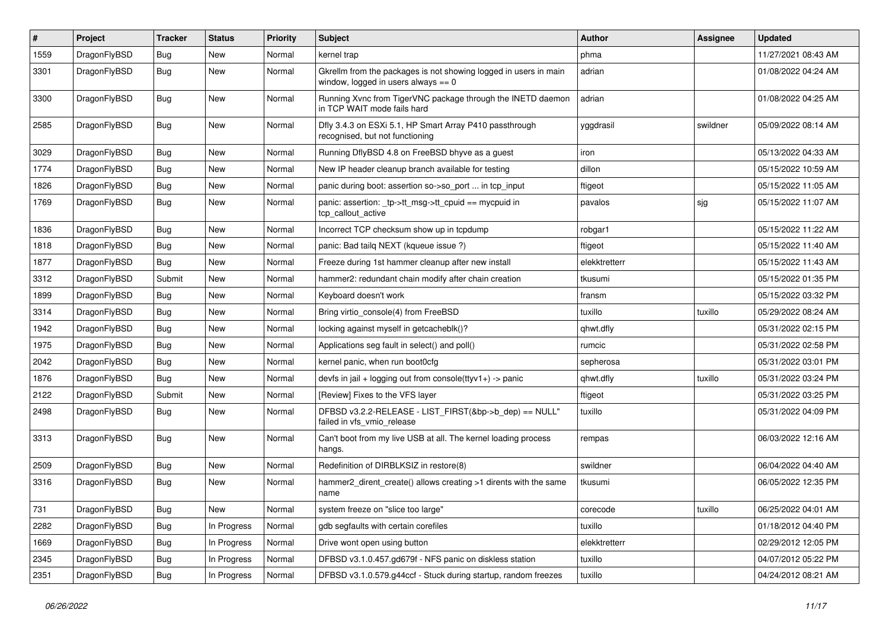| # | Project | Tracker | Status | Priority | Subject | Author | Assignee | Updated |
|---|---|---|---|---|---|---|---|---|
| 1559 | DragonFlyBSD | Bug | New | Normal | kernel trap | phma | | 11/27/2021 08:43 AM |
| 3301 | DragonFlyBSD | Bug | New | Normal | Gkrellm from the packages is not showing logged in users in main window, logged in users always == 0 | adrian | | 01/08/2022 04:24 AM |
| 3300 | DragonFlyBSD | Bug | New | Normal | Running Xvnc from TigerVNC package through the INETD daemon in TCP WAIT mode fails hard | adrian | | 01/08/2022 04:25 AM |
| 2585 | DragonFlyBSD | Bug | New | Normal | Dfly 3.4.3 on ESXi 5.1, HP Smart Array P410 passthrough recognised, but not functioning | yggdrasil | swildner | 05/09/2022 08:14 AM |
| 3029 | DragonFlyBSD | Bug | New | Normal | Running DflyBSD 4.8 on FreeBSD bhyve as a guest | iron | | 05/13/2022 04:33 AM |
| 1774 | DragonFlyBSD | Bug | New | Normal | New IP header cleanup branch available for testing | dillon | | 05/15/2022 10:59 AM |
| 1826 | DragonFlyBSD | Bug | New | Normal | panic during boot: assertion so->so_port ... in tcp_input | ftigeot | | 05/15/2022 11:05 AM |
| 1769 | DragonFlyBSD | Bug | New | Normal | panic: assertion: _tp->tt_msg->tt_cpuid == mycpuid in tcp_callout_active | pavalos | sjg | 05/15/2022 11:07 AM |
| 1836 | DragonFlyBSD | Bug | New | Normal | Incorrect TCP checksum show up in tcpdump | robgar1 | | 05/15/2022 11:22 AM |
| 1818 | DragonFlyBSD | Bug | New | Normal | panic: Bad tailq NEXT (kqueue issue ?) | ftigeot | | 05/15/2022 11:40 AM |
| 1877 | DragonFlyBSD | Bug | New | Normal | Freeze during 1st hammer cleanup after new install | elekktretterr | | 05/15/2022 11:43 AM |
| 3312 | DragonFlyBSD | Submit | New | Normal | hammer2: redundant chain modify after chain creation | tkusumi | | 05/15/2022 01:35 PM |
| 1899 | DragonFlyBSD | Bug | New | Normal | Keyboard doesn't work | fransm | | 05/15/2022 03:32 PM |
| 3314 | DragonFlyBSD | Bug | New | Normal | Bring virtio_console(4) from FreeBSD | tuxillo | tuxillo | 05/29/2022 08:24 AM |
| 1942 | DragonFlyBSD | Bug | New | Normal | locking against myself in getcacheblk()? | qhwt.dfly | | 05/31/2022 02:15 PM |
| 1975 | DragonFlyBSD | Bug | New | Normal | Applications seg fault in select() and poll() | rumcic | | 05/31/2022 02:58 PM |
| 2042 | DragonFlyBSD | Bug | New | Normal | kernel panic, when run boot0cfg | sepherosa | | 05/31/2022 03:01 PM |
| 1876 | DragonFlyBSD | Bug | New | Normal | devfs in jail + logging out from console(ttyv1+) -> panic | qhwt.dfly | tuxillo | 05/31/2022 03:24 PM |
| 2122 | DragonFlyBSD | Submit | New | Normal | [Review] Fixes to the VFS layer | ftigeot | | 05/31/2022 03:25 PM |
| 2498 | DragonFlyBSD | Bug | New | Normal | DFBSD v3.2.2-RELEASE - LIST_FIRST(&bp->b_dep) == NULL" failed in vfs_vmio_release | tuxillo | | 05/31/2022 04:09 PM |
| 3313 | DragonFlyBSD | Bug | New | Normal | Can't boot from my live USB at all. The kernel loading process hangs. | rempas | | 06/03/2022 12:16 AM |
| 2509 | DragonFlyBSD | Bug | New | Normal | Redefinition of DIRBLKSIZ in restore(8) | swildner | | 06/04/2022 04:40 AM |
| 3316 | DragonFlyBSD | Bug | New | Normal | hammer2_dirent_create() allows creating >1 dirents with the same name | tkusumi | | 06/05/2022 12:35 PM |
| 731 | DragonFlyBSD | Bug | New | Normal | system freeze on "slice too large" | corecode | tuxillo | 06/25/2022 04:01 AM |
| 2282 | DragonFlyBSD | Bug | In Progress | Normal | gdb segfaults with certain corefiles | tuxillo | | 01/18/2012 04:40 PM |
| 1669 | DragonFlyBSD | Bug | In Progress | Normal | Drive wont open using button | elekktretterr | | 02/29/2012 12:05 PM |
| 2345 | DragonFlyBSD | Bug | In Progress | Normal | DFBSD v3.1.0.457.gd679f - NFS panic on diskless station | tuxillo | | 04/07/2012 05:22 PM |
| 2351 | DragonFlyBSD | Bug | In Progress | Normal | DFBSD v3.1.0.579.g44ccf - Stuck during startup, random freezes | tuxillo | | 04/24/2012 08:21 AM |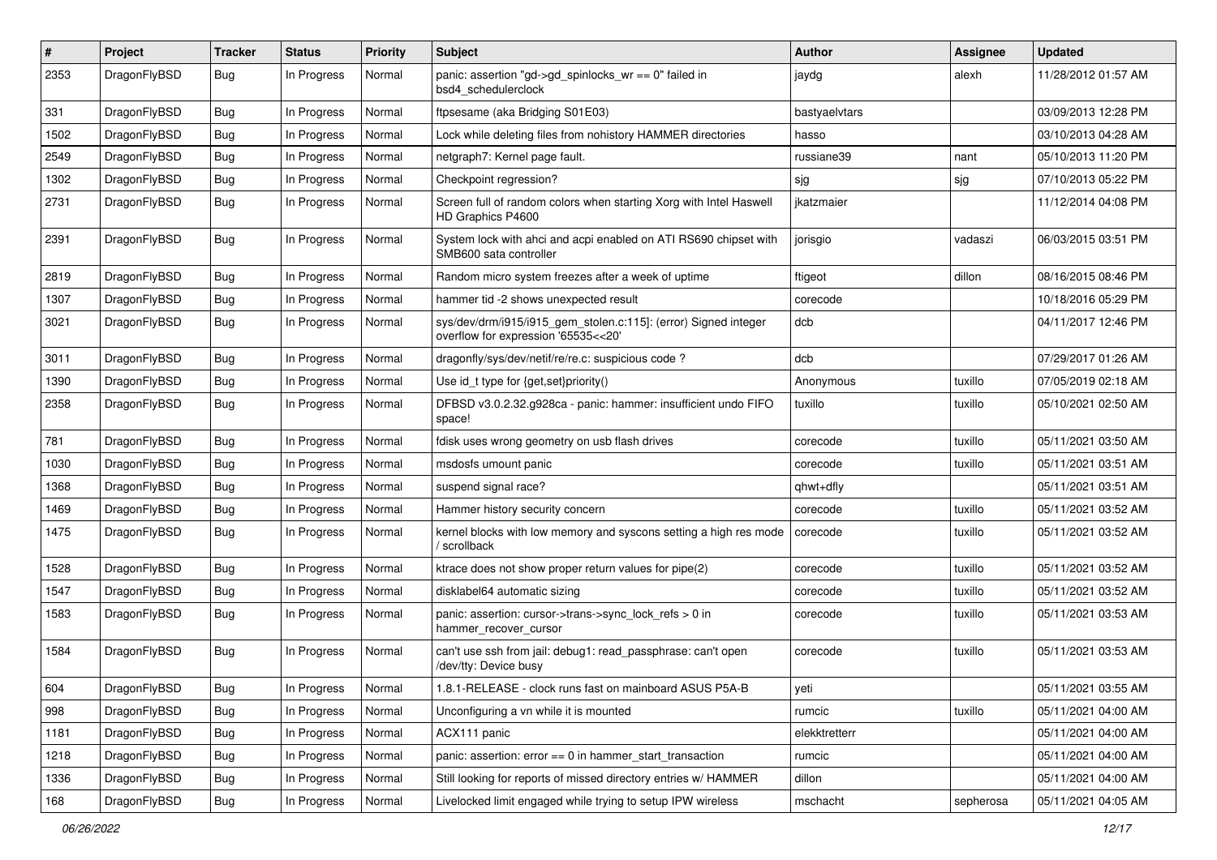| # | Project | Tracker | Status | Priority | Subject | Author | Assignee | Updated |
|---|---|---|---|---|---|---|---|---|
| 2353 | DragonFlyBSD | Bug | In Progress | Normal | panic: assertion "gd->gd_spinlocks_wr == 0" failed in bsd4_schedulerclock | jaydg | alexh | 11/28/2012 01:57 AM |
| 331 | DragonFlyBSD | Bug | In Progress | Normal | ftpsesame (aka Bridging S01E03) | bastyaelvtars | | 03/09/2013 12:28 PM |
| 1502 | DragonFlyBSD | Bug | In Progress | Normal | Lock while deleting files from nohistory HAMMER directories | hasso | | 03/10/2013 04:28 AM |
| 2549 | DragonFlyBSD | Bug | In Progress | Normal | netgraph7: Kernel page fault. | russiane39 | nant | 05/10/2013 11:20 PM |
| 1302 | DragonFlyBSD | Bug | In Progress | Normal | Checkpoint regression? | sjg | sjg | 07/10/2013 05:22 PM |
| 2731 | DragonFlyBSD | Bug | In Progress | Normal | Screen full of random colors when starting Xorg with Intel Haswell HD Graphics P4600 | jkatzmaier | | 11/12/2014 04:08 PM |
| 2391 | DragonFlyBSD | Bug | In Progress | Normal | System lock with ahci and acpi enabled on ATI RS690 chipset with SMB600 sata controller | jorisgio | vadaszi | 06/03/2015 03:51 PM |
| 2819 | DragonFlyBSD | Bug | In Progress | Normal | Random micro system freezes after a week of uptime | ftigeot | dillon | 08/16/2015 08:46 PM |
| 1307 | DragonFlyBSD | Bug | In Progress | Normal | hammer tid -2 shows unexpected result | corecode | | 10/18/2016 05:29 PM |
| 3021 | DragonFlyBSD | Bug | In Progress | Normal | sys/dev/drm/i915/i915_gem_stolen.c:115]: (error) Signed integer overflow for expression '65535<<20' | dcb | | 04/11/2017 12:46 PM |
| 3011 | DragonFlyBSD | Bug | In Progress | Normal | dragonfly/sys/dev/netif/re/re.c: suspicious code ? | dcb | | 07/29/2017 01:26 AM |
| 1390 | DragonFlyBSD | Bug | In Progress | Normal | Use id_t type for {get,set}priority() | Anonymous | tuxillo | 07/05/2019 02:18 AM |
| 2358 | DragonFlyBSD | Bug | In Progress | Normal | DFBSD v3.0.2.32.g928ca - panic: hammer: insufficient undo FIFO space! | tuxillo | tuxillo | 05/10/2021 02:50 AM |
| 781 | DragonFlyBSD | Bug | In Progress | Normal | fdisk uses wrong geometry on usb flash drives | corecode | tuxillo | 05/11/2021 03:50 AM |
| 1030 | DragonFlyBSD | Bug | In Progress | Normal | msdosfs umount panic | corecode | tuxillo | 05/11/2021 03:51 AM |
| 1368 | DragonFlyBSD | Bug | In Progress | Normal | suspend signal race? | qhwt+dfly | | 05/11/2021 03:51 AM |
| 1469 | DragonFlyBSD | Bug | In Progress | Normal | Hammer history security concern | corecode | tuxillo | 05/11/2021 03:52 AM |
| 1475 | DragonFlyBSD | Bug | In Progress | Normal | kernel blocks with low memory and syscons setting a high res mode / scrollback | corecode | tuxillo | 05/11/2021 03:52 AM |
| 1528 | DragonFlyBSD | Bug | In Progress | Normal | ktrace does not show proper return values for pipe(2) | corecode | tuxillo | 05/11/2021 03:52 AM |
| 1547 | DragonFlyBSD | Bug | In Progress | Normal | disklabel64 automatic sizing | corecode | tuxillo | 05/11/2021 03:52 AM |
| 1583 | DragonFlyBSD | Bug | In Progress | Normal | panic: assertion: cursor->trans->sync_lock_refs > 0 in hammer_recover_cursor | corecode | tuxillo | 05/11/2021 03:53 AM |
| 1584 | DragonFlyBSD | Bug | In Progress | Normal | can't use ssh from jail: debug1: read_passphrase: can't open /dev/tty: Device busy | corecode | tuxillo | 05/11/2021 03:53 AM |
| 604 | DragonFlyBSD | Bug | In Progress | Normal | 1.8.1-RELEASE - clock runs fast on mainboard ASUS P5A-B | yeti | | 05/11/2021 03:55 AM |
| 998 | DragonFlyBSD | Bug | In Progress | Normal | Unconfiguring a vn while it is mounted | rumcic | tuxillo | 05/11/2021 04:00 AM |
| 1181 | DragonFlyBSD | Bug | In Progress | Normal | ACX111 panic | elekktretterr | | 05/11/2021 04:00 AM |
| 1218 | DragonFlyBSD | Bug | In Progress | Normal | panic: assertion: error == 0 in hammer_start_transaction | rumcic | | 05/11/2021 04:00 AM |
| 1336 | DragonFlyBSD | Bug | In Progress | Normal | Still looking for reports of missed directory entries w/ HAMMER | dillon | | 05/11/2021 04:00 AM |
| 168 | DragonFlyBSD | Bug | In Progress | Normal | Livelocked limit engaged while trying to setup IPW wireless | mschacht | sepherosa | 05/11/2021 04:05 AM |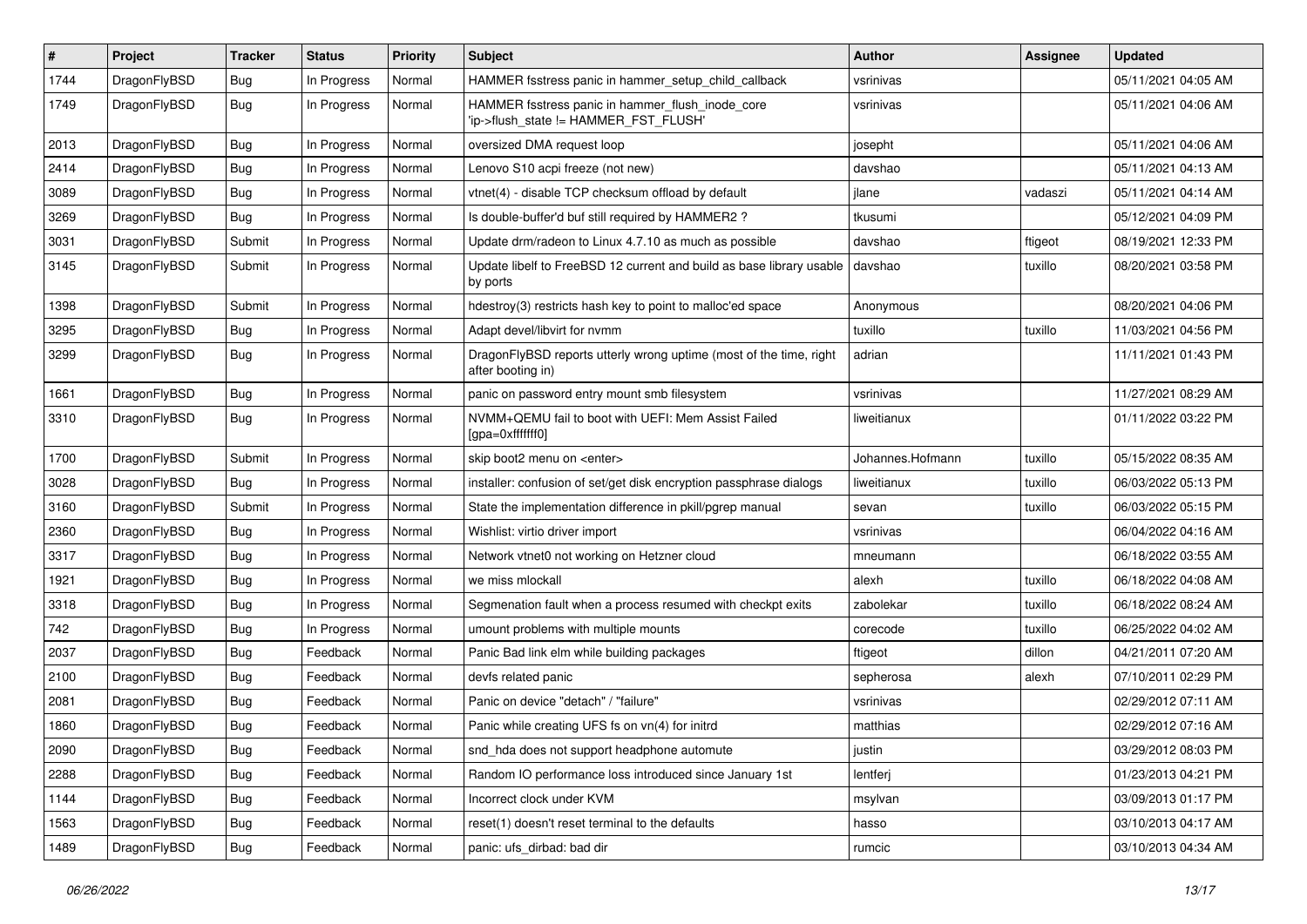| # | Project | Tracker | Status | Priority | Subject | Author | Assignee | Updated |
|---|---|---|---|---|---|---|---|---|
| 1744 | DragonFlyBSD | Bug | In Progress | Normal | HAMMER fsstress panic in hammer_setup_child_callback | vsrinivas | | 05/11/2021 04:05 AM |
| 1749 | DragonFlyBSD | Bug | In Progress | Normal | HAMMER fsstress panic in hammer_flush_inode_core 'ip->flush_state != HAMMER_FST_FLUSH' | vsrinivas | | 05/11/2021 04:06 AM |
| 2013 | DragonFlyBSD | Bug | In Progress | Normal | oversized DMA request loop | josepht | | 05/11/2021 04:06 AM |
| 2414 | DragonFlyBSD | Bug | In Progress | Normal | Lenovo S10 acpi freeze (not new) | davshao | | 05/11/2021 04:13 AM |
| 3089 | DragonFlyBSD | Bug | In Progress | Normal | vtnet(4) - disable TCP checksum offload by default | jlane | vadaszi | 05/11/2021 04:14 AM |
| 3269 | DragonFlyBSD | Bug | In Progress | Normal | Is double-buffer'd buf still required by HAMMER2 ? | tkusumi | | 05/12/2021 04:09 PM |
| 3031 | DragonFlyBSD | Submit | In Progress | Normal | Update drm/radeon to Linux 4.7.10 as much as possible | davshao | ftigeot | 08/19/2021 12:33 PM |
| 3145 | DragonFlyBSD | Submit | In Progress | Normal | Update libelf to FreeBSD 12 current and build as base library usable by ports | davshao | tuxillo | 08/20/2021 03:58 PM |
| 1398 | DragonFlyBSD | Submit | In Progress | Normal | hdestroy(3) restricts hash key to point to malloc'ed space | Anonymous | | 08/20/2021 04:06 PM |
| 3295 | DragonFlyBSD | Bug | In Progress | Normal | Adapt devel/libvirt for nvmm | tuxillo | tuxillo | 11/03/2021 04:56 PM |
| 3299 | DragonFlyBSD | Bug | In Progress | Normal | DragonFlyBSD reports utterly wrong uptime (most of the time, right after booting in) | adrian | | 11/11/2021 01:43 PM |
| 1661 | DragonFlyBSD | Bug | In Progress | Normal | panic on password entry mount smb filesystem | vsrinivas | | 11/27/2021 08:29 AM |
| 3310 | DragonFlyBSD | Bug | In Progress | Normal | NVMM+QEMU fail to boot with UEFI: Mem Assist Failed [gpa=0xfffffff0] | liweitianux | | 01/11/2022 03:22 PM |
| 1700 | DragonFlyBSD | Submit | In Progress | Normal | skip boot2 menu on <enter> | Johannes.Hofmann | tuxillo | 05/15/2022 08:35 AM |
| 3028 | DragonFlyBSD | Bug | In Progress | Normal | installer: confusion of set/get disk encryption passphrase dialogs | liweitianux | tuxillo | 06/03/2022 05:13 PM |
| 3160 | DragonFlyBSD | Submit | In Progress | Normal | State the implementation difference in pkill/pgrep manual | sevan | tuxillo | 06/03/2022 05:15 PM |
| 2360 | DragonFlyBSD | Bug | In Progress | Normal | Wishlist: virtio driver import | vsrinivas | | 06/04/2022 04:16 AM |
| 3317 | DragonFlyBSD | Bug | In Progress | Normal | Network vtnet0 not working on Hetzner cloud | mneumann | | 06/18/2022 03:55 AM |
| 1921 | DragonFlyBSD | Bug | In Progress | Normal | we miss mlockall | alexh | tuxillo | 06/18/2022 04:08 AM |
| 3318 | DragonFlyBSD | Bug | In Progress | Normal | Segmenation fault when a process resumed with checkpt exits | zabolekar | tuxillo | 06/18/2022 08:24 AM |
| 742 | DragonFlyBSD | Bug | In Progress | Normal | umount problems with multiple mounts | corecode | tuxillo | 06/25/2022 04:02 AM |
| 2037 | DragonFlyBSD | Bug | Feedback | Normal | Panic Bad link elm while building packages | ftigeot | dillon | 04/21/2011 07:20 AM |
| 2100 | DragonFlyBSD | Bug | Feedback | Normal | devfs related panic | sepherosa | alexh | 07/10/2011 02:29 PM |
| 2081 | DragonFlyBSD | Bug | Feedback | Normal | Panic on device "detach" / "failure" | vsrinivas | | 02/29/2012 07:11 AM |
| 1860 | DragonFlyBSD | Bug | Feedback | Normal | Panic while creating UFS fs on vn(4) for initrd | matthias | | 02/29/2012 07:16 AM |
| 2090 | DragonFlyBSD | Bug | Feedback | Normal | snd_hda does not support headphone automute | justin | | 03/29/2012 08:03 PM |
| 2288 | DragonFlyBSD | Bug | Feedback | Normal | Random IO performance loss introduced since January 1st | lentferj | | 01/23/2013 04:21 PM |
| 1144 | DragonFlyBSD | Bug | Feedback | Normal | Incorrect clock under KVM | msylvan | | 03/09/2013 01:17 PM |
| 1563 | DragonFlyBSD | Bug | Feedback | Normal | reset(1) doesn't reset terminal to the defaults | hasso | | 03/10/2013 04:17 AM |
| 1489 | DragonFlyBSD | Bug | Feedback | Normal | panic: ufs_dirbad: bad dir | rumcic | | 03/10/2013 04:34 AM |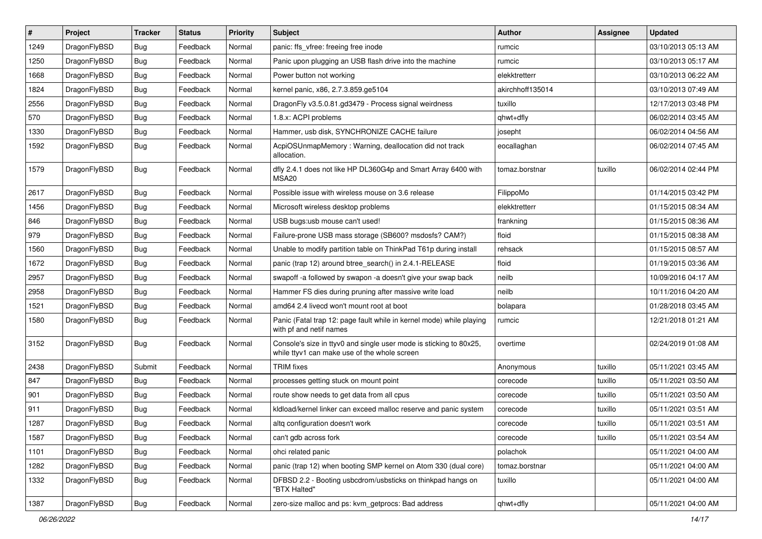| # | Project | Tracker | Status | Priority | Subject | Author | Assignee | Updated |
|---|---|---|---|---|---|---|---|---|
| 1249 | DragonFlyBSD | Bug | Feedback | Normal | panic: ffs_vfree: freeing free inode | rumcic | | 03/10/2013 05:13 AM |
| 1250 | DragonFlyBSD | Bug | Feedback | Normal | Panic upon plugging an USB flash drive into the machine | rumcic | | 03/10/2013 05:17 AM |
| 1668 | DragonFlyBSD | Bug | Feedback | Normal | Power button not working | elekktretterr | | 03/10/2013 06:22 AM |
| 1824 | DragonFlyBSD | Bug | Feedback | Normal | kernel panic, x86, 2.7.3.859.ge5104 | akirchhoff135014 | | 03/10/2013 07:49 AM |
| 2556 | DragonFlyBSD | Bug | Feedback | Normal | DragonFly v3.5.0.81.gd3479 - Process signal weirdness | tuxillo | | 12/17/2013 03:48 PM |
| 570 | DragonFlyBSD | Bug | Feedback | Normal | 1.8.x: ACPI problems | qhwt+dfly | | 06/02/2014 03:45 AM |
| 1330 | DragonFlyBSD | Bug | Feedback | Normal | Hammer, usb disk, SYNCHRONIZE CACHE failure | josepht | | 06/02/2014 04:56 AM |
| 1592 | DragonFlyBSD | Bug | Feedback | Normal | AcpiOSUnmapMemory : Warning, deallocation did not track allocation. | eocallaghan | | 06/02/2014 07:45 AM |
| 1579 | DragonFlyBSD | Bug | Feedback | Normal | dfly 2.4.1 does not like HP DL360G4p and Smart Array 6400 with MSA20 | tomaz.borstnar | tuxillo | 06/02/2014 02:44 PM |
| 2617 | DragonFlyBSD | Bug | Feedback | Normal | Possible issue with wireless mouse on 3.6 release | FilippoMo | | 01/14/2015 03:42 PM |
| 1456 | DragonFlyBSD | Bug | Feedback | Normal | Microsoft wireless desktop problems | elekktretterr | | 01/15/2015 08:34 AM |
| 846 | DragonFlyBSD | Bug | Feedback | Normal | USB bugs:usb mouse can't used! | frankning | | 01/15/2015 08:36 AM |
| 979 | DragonFlyBSD | Bug | Feedback | Normal | Failure-prone USB mass storage (SB600? msdosfs? CAM?) | floid | | 01/15/2015 08:38 AM |
| 1560 | DragonFlyBSD | Bug | Feedback | Normal | Unable to modify partition table on ThinkPad T61p during install | rehsack | | 01/15/2015 08:57 AM |
| 1672 | DragonFlyBSD | Bug | Feedback | Normal | panic (trap 12) around btree_search() in 2.4.1-RELEASE | floid | | 01/19/2015 03:36 AM |
| 2957 | DragonFlyBSD | Bug | Feedback | Normal | swapoff -a followed by swapon -a doesn't give your swap back | neilb | | 10/09/2016 04:17 AM |
| 2958 | DragonFlyBSD | Bug | Feedback | Normal | Hammer FS dies during pruning after massive write load | neilb | | 10/11/2016 04:20 AM |
| 1521 | DragonFlyBSD | Bug | Feedback | Normal | amd64 2.4 livecd won't mount root at boot | bolapara | | 01/28/2018 03:45 AM |
| 1580 | DragonFlyBSD | Bug | Feedback | Normal | Panic (Fatal trap 12: page fault while in kernel mode) while playing with pf and netif names | rumcic | | 12/21/2018 01:21 AM |
| 3152 | DragonFlyBSD | Bug | Feedback | Normal | Console's size in ttyv0 and single user mode is sticking to 80x25, while ttyv1 can make use of the whole screen | overtime | | 02/24/2019 01:08 AM |
| 2438 | DragonFlyBSD | Submit | Feedback | Normal | TRIM fixes | Anonymous | tuxillo | 05/11/2021 03:45 AM |
| 847 | DragonFlyBSD | Bug | Feedback | Normal | processes getting stuck on mount point | corecode | tuxillo | 05/11/2021 03:50 AM |
| 901 | DragonFlyBSD | Bug | Feedback | Normal | route show needs to get data from all cpus | corecode | tuxillo | 05/11/2021 03:50 AM |
| 911 | DragonFlyBSD | Bug | Feedback | Normal | kldload/kernel linker can exceed malloc reserve and panic system | corecode | tuxillo | 05/11/2021 03:51 AM |
| 1287 | DragonFlyBSD | Bug | Feedback | Normal | altq configuration doesn't work | corecode | tuxillo | 05/11/2021 03:51 AM |
| 1587 | DragonFlyBSD | Bug | Feedback | Normal | can't gdb across fork | corecode | tuxillo | 05/11/2021 03:54 AM |
| 1101 | DragonFlyBSD | Bug | Feedback | Normal | ohci related panic | polachok | | 05/11/2021 04:00 AM |
| 1282 | DragonFlyBSD | Bug | Feedback | Normal | panic (trap 12) when booting SMP kernel on Atom 330 (dual core) | tomaz.borstnar | | 05/11/2021 04:00 AM |
| 1332 | DragonFlyBSD | Bug | Feedback | Normal | DFBSD 2.2 - Booting usbcdrom/usbsticks on thinkpad hangs on "BTX Halted" | tuxillo | | 05/11/2021 04:00 AM |
| 1387 | DragonFlyBSD | Bug | Feedback | Normal | zero-size malloc and ps: kvm_getprocs: Bad address | qhwt+dfly | | 05/11/2021 04:00 AM |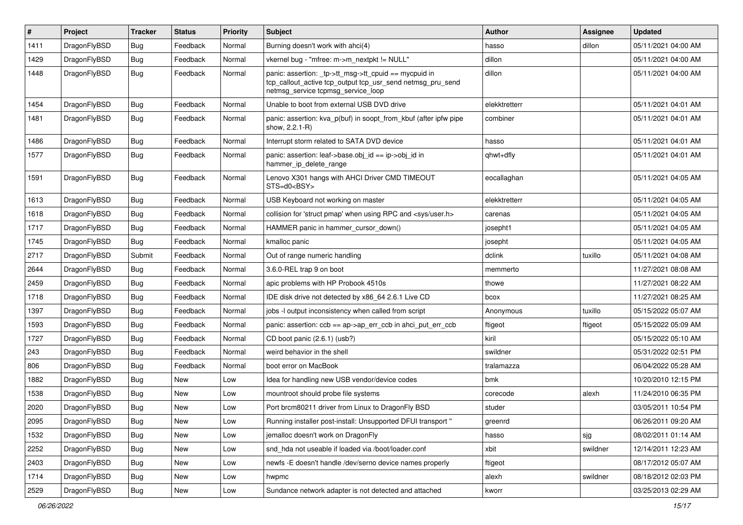| # | Project | Tracker | Status | Priority | Subject | Author | Assignee | Updated |
|---|---|---|---|---|---|---|---|---|
| 1411 | DragonFlyBSD | Bug | Feedback | Normal | Burning doesn't work with ahci(4) | hasso | dillon | 05/11/2021 04:00 AM |
| 1429 | DragonFlyBSD | Bug | Feedback | Normal | vkernel bug - "mfree: m->m_nextpkt != NULL" | dillon | | 05/11/2021 04:00 AM |
| 1448 | DragonFlyBSD | Bug | Feedback | Normal | panic: assertion: _tp->tt_msg->tt_cpuid == mycpuid in tcp_callout_active tcp_output tcp_usr_send netmsg_pru_send netmsg_service tcpmsg_service_loop | dillon | | 05/11/2021 04:00 AM |
| 1454 | DragonFlyBSD | Bug | Feedback | Normal | Unable to boot from external USB DVD drive | elekktretterr | | 05/11/2021 04:01 AM |
| 1481 | DragonFlyBSD | Bug | Feedback | Normal | panic: assertion: kva_p(buf) in soopt_from_kbuf (after ipfw pipe show, 2.2.1-R) | combiner | | 05/11/2021 04:01 AM |
| 1486 | DragonFlyBSD | Bug | Feedback | Normal | Interrupt storm related to SATA DVD device | hasso | | 05/11/2021 04:01 AM |
| 1577 | DragonFlyBSD | Bug | Feedback | Normal | panic: assertion: leaf->base.obj_id == ip->obj_id in hammer_ip_delete_range | qhwt+dfly | | 05/11/2021 04:01 AM |
| 1591 | DragonFlyBSD | Bug | Feedback | Normal | Lenovo X301 hangs with AHCI Driver CMD TIMEOUT STS=d0<BSY> | eocallaghan | | 05/11/2021 04:05 AM |
| 1613 | DragonFlyBSD | Bug | Feedback | Normal | USB Keyboard not working on master | elekktretterr | | 05/11/2021 04:05 AM |
| 1618 | DragonFlyBSD | Bug | Feedback | Normal | collision for 'struct pmap' when using RPC and <sys/user.h> | carenas | | 05/11/2021 04:05 AM |
| 1717 | DragonFlyBSD | Bug | Feedback | Normal | HAMMER panic in hammer_cursor_down() | josepht1 | | 05/11/2021 04:05 AM |
| 1745 | DragonFlyBSD | Bug | Feedback | Normal | kmalloc panic | josepht | | 05/11/2021 04:05 AM |
| 2717 | DragonFlyBSD | Submit | Feedback | Normal | Out of range numeric handling | dclink | tuxillo | 05/11/2021 04:08 AM |
| 2644 | DragonFlyBSD | Bug | Feedback | Normal | 3.6.0-REL trap 9 on boot | memmerto | | 11/27/2021 08:08 AM |
| 2459 | DragonFlyBSD | Bug | Feedback | Normal | apic problems with HP Probook 4510s | thowe | | 11/27/2021 08:22 AM |
| 1718 | DragonFlyBSD | Bug | Feedback | Normal | IDE disk drive not detected by x86_64 2.6.1 Live CD | bcox | | 11/27/2021 08:25 AM |
| 1397 | DragonFlyBSD | Bug | Feedback | Normal | jobs -l output inconsistency when called from script | Anonymous | tuxillo | 05/15/2022 05:07 AM |
| 1593 | DragonFlyBSD | Bug | Feedback | Normal | panic: assertion: ccb == ap->ap_err_ccb in ahci_put_err_ccb | ftigeot | ftigeot | 05/15/2022 05:09 AM |
| 1727 | DragonFlyBSD | Bug | Feedback | Normal | CD boot panic (2.6.1) (usb?) | kiril | | 05/15/2022 05:10 AM |
| 243 | DragonFlyBSD | Bug | Feedback | Normal | weird behavior in the shell | swildner | | 05/31/2022 02:51 PM |
| 806 | DragonFlyBSD | Bug | Feedback | Normal | boot error on MacBook | tralamazza | | 06/04/2022 05:28 AM |
| 1882 | DragonFlyBSD | Bug | New | Low | Idea for handling new USB vendor/device codes | bmk | | 10/20/2010 12:15 PM |
| 1538 | DragonFlyBSD | Bug | New | Low | mountroot should probe file systems | corecode | alexh | 11/24/2010 06:35 PM |
| 2020 | DragonFlyBSD | Bug | New | Low | Port brcm80211 driver from Linux to DragonFly BSD | studer | | 03/05/2011 10:54 PM |
| 2095 | DragonFlyBSD | Bug | New | Low | Running installer post-install: Unsupported DFUI transport " | greenrd | | 06/26/2011 09:20 AM |
| 1532 | DragonFlyBSD | Bug | New | Low | jemalloc doesn't work on DragonFly | hasso | sjg | 08/02/2011 01:14 AM |
| 2252 | DragonFlyBSD | Bug | New | Low | snd_hda not useable if loaded via /boot/loader.conf | xbit | swildner | 12/14/2011 12:23 AM |
| 2403 | DragonFlyBSD | Bug | New | Low | newfs -E doesn't handle /dev/serno device names properly | ftigeot | | 08/17/2012 05:07 AM |
| 1714 | DragonFlyBSD | Bug | New | Low | hwpmc | alexh | swildner | 08/18/2012 02:03 PM |
| 2529 | DragonFlyBSD | Bug | New | Low | Sundance network adapter is not detected and attached | kworr | | 03/25/2013 02:29 AM |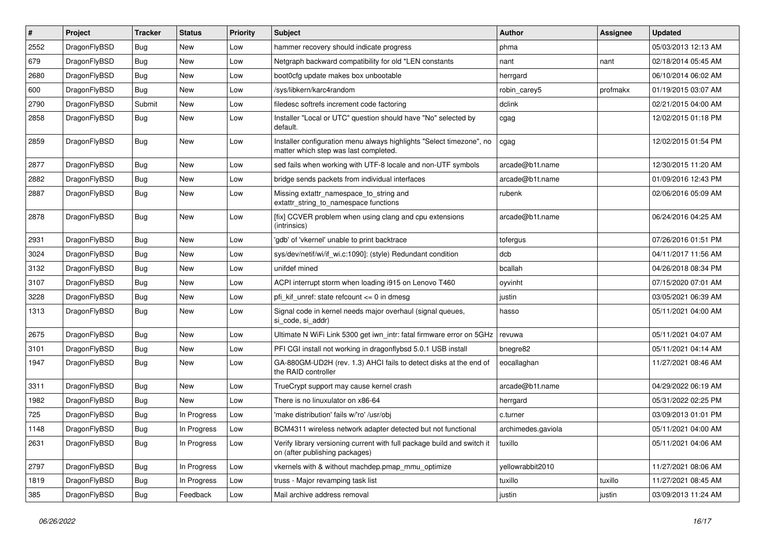| # | Project | Tracker | Status | Priority | Subject | Author | Assignee | Updated |
|---|---|---|---|---|---|---|---|---|
| 2552 | DragonFlyBSD | Bug | New | Low | hammer recovery should indicate progress | phma | | 05/03/2013 12:13 AM |
| 679 | DragonFlyBSD | Bug | New | Low | Netgraph backward compatibility for old *LEN constants | nant | nant | 02/18/2014 05:45 AM |
| 2680 | DragonFlyBSD | Bug | New | Low | boot0cfg update makes box unbootable | herrgard | | 06/10/2014 06:02 AM |
| 600 | DragonFlyBSD | Bug | New | Low | /sys/libkern/karc4random | robin_carey5 | profmakx | 01/19/2015 03:07 AM |
| 2790 | DragonFlyBSD | Submit | New | Low | filedesc softrefs increment code factoring | dclink | | 02/21/2015 04:00 AM |
| 2858 | DragonFlyBSD | Bug | New | Low | Installer "Local or UTC" question should have "No" selected by default. | cgag | | 12/02/2015 01:18 PM |
| 2859 | DragonFlyBSD | Bug | New | Low | Installer configuration menu always highlights "Select timezone", no matter which step was last completed. | cgag | | 12/02/2015 01:54 PM |
| 2877 | DragonFlyBSD | Bug | New | Low | sed fails when working with UTF-8 locale and non-UTF symbols | arcade@b1t.name | | 12/30/2015 11:20 AM |
| 2882 | DragonFlyBSD | Bug | New | Low | bridge sends packets from individual interfaces | arcade@b1t.name | | 01/09/2016 12:43 PM |
| 2887 | DragonFlyBSD | Bug | New | Low | Missing extattr_namespace_to_string and extattr_string_to_namespace functions | rubenk | | 02/06/2016 05:09 AM |
| 2878 | DragonFlyBSD | Bug | New | Low | [fix] CCVER problem when using clang and cpu extensions (intrinsics) | arcade@b1t.name | | 06/24/2016 04:25 AM |
| 2931 | DragonFlyBSD | Bug | New | Low | 'gdb' of 'vkernel' unable to print backtrace | tofergus | | 07/26/2016 01:51 PM |
| 3024 | DragonFlyBSD | Bug | New | Low | sys/dev/netif/wi/if_wi.c:1090]: (style) Redundant condition | dcb | | 04/11/2017 11:56 AM |
| 3132 | DragonFlyBSD | Bug | New | Low | unifdef mined | bcallah | | 04/26/2018 08:34 PM |
| 3107 | DragonFlyBSD | Bug | New | Low | ACPI interrupt storm when loading i915 on Lenovo T460 | oyvinht | | 07/15/2020 07:01 AM |
| 3228 | DragonFlyBSD | Bug | New | Low | pfi_kif_unref: state refcount <= 0 in dmesg | justin | | 03/05/2021 06:39 AM |
| 1313 | DragonFlyBSD | Bug | New | Low | Signal code in kernel needs major overhaul (signal queues, si_code, si_addr) | hasso | | 05/11/2021 04:00 AM |
| 2675 | DragonFlyBSD | Bug | New | Low | Ultimate N WiFi Link 5300 get iwn_intr: fatal firmware error on 5GHz | revuwa | | 05/11/2021 04:07 AM |
| 3101 | DragonFlyBSD | Bug | New | Low | PFI CGI install not working in dragonflybsd 5.0.1 USB install | bnegre82 | | 05/11/2021 04:14 AM |
| 1947 | DragonFlyBSD | Bug | New | Low | GA-880GM-UD2H (rev. 1.3) AHCI fails to detect disks at the end of the RAID controller | eocallaghan | | 11/27/2021 08:46 AM |
| 3311 | DragonFlyBSD | Bug | New | Low | TrueCrypt support may cause kernel crash | arcade@b1t.name | | 04/29/2022 06:19 AM |
| 1982 | DragonFlyBSD | Bug | New | Low | There is no linuxulator on x86-64 | herrgard | | 05/31/2022 02:25 PM |
| 725 | DragonFlyBSD | Bug | In Progress | Low | 'make distribution' fails w/'ro' /usr/obj | c.turner | | 03/09/2013 01:01 PM |
| 1148 | DragonFlyBSD | Bug | In Progress | Low | BCM4311 wireless network adapter detected but not functional | archimedes.gaviola | | 05/11/2021 04:00 AM |
| 2631 | DragonFlyBSD | Bug | In Progress | Low | Verify library versioning current with full package build and switch it on (after publishing packages) | tuxillo | | 05/11/2021 04:06 AM |
| 2797 | DragonFlyBSD | Bug | In Progress | Low | vkernels with & without machdep.pmap_mmu_optimize | yellowrabbit2010 | | 11/27/2021 08:06 AM |
| 1819 | DragonFlyBSD | Bug | In Progress | Low | truss - Major revamping task list | tuxillo | tuxillo | 11/27/2021 08:45 AM |
| 385 | DragonFlyBSD | Bug | Feedback | Low | Mail archive address removal | justin | justin | 03/09/2013 11:24 AM |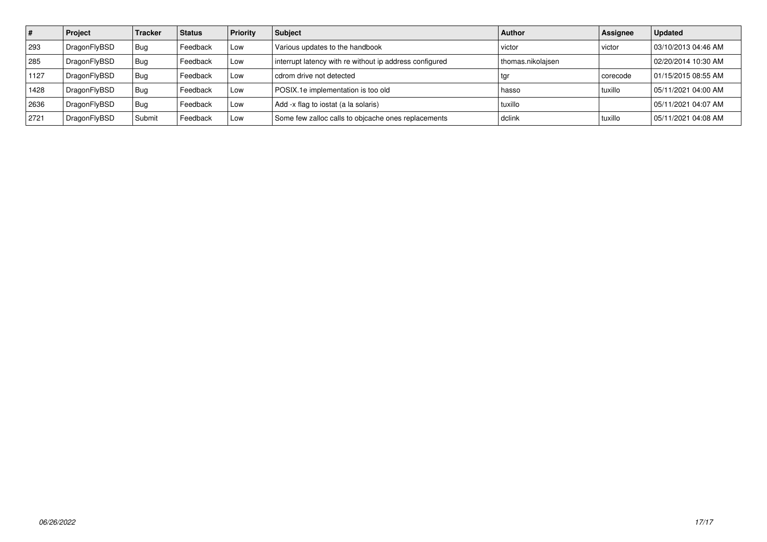| # | Project | Tracker | Status | Priority | Subject | Author | Assignee | Updated |
|---|---|---|---|---|---|---|---|---|
| 293 | DragonFlyBSD | Bug | Feedback | Low | Various updates to the handbook | victor | victor | 03/10/2013 04:46 AM |
| 285 | DragonFlyBSD | Bug | Feedback | Low | interrupt latency with re without ip address configured | thomas.nikolajsen | | 02/20/2014 10:30 AM |
| 1127 | DragonFlyBSD | Bug | Feedback | Low | cdrom drive not detected | tgr | corecode | 01/15/2015 08:55 AM |
| 1428 | DragonFlyBSD | Bug | Feedback | Low | POSIX.1e implementation is too old | hasso | tuxillo | 05/11/2021 04:00 AM |
| 2636 | DragonFlyBSD | Bug | Feedback | Low | Add -x flag to iostat (a la solaris) | tuxillo | | 05/11/2021 04:07 AM |
| 2721 | DragonFlyBSD | Submit | Feedback | Low | Some few zalloc calls to objcache ones replacements | dclink | tuxillo | 05/11/2021 04:08 AM |

*06/26/2022*